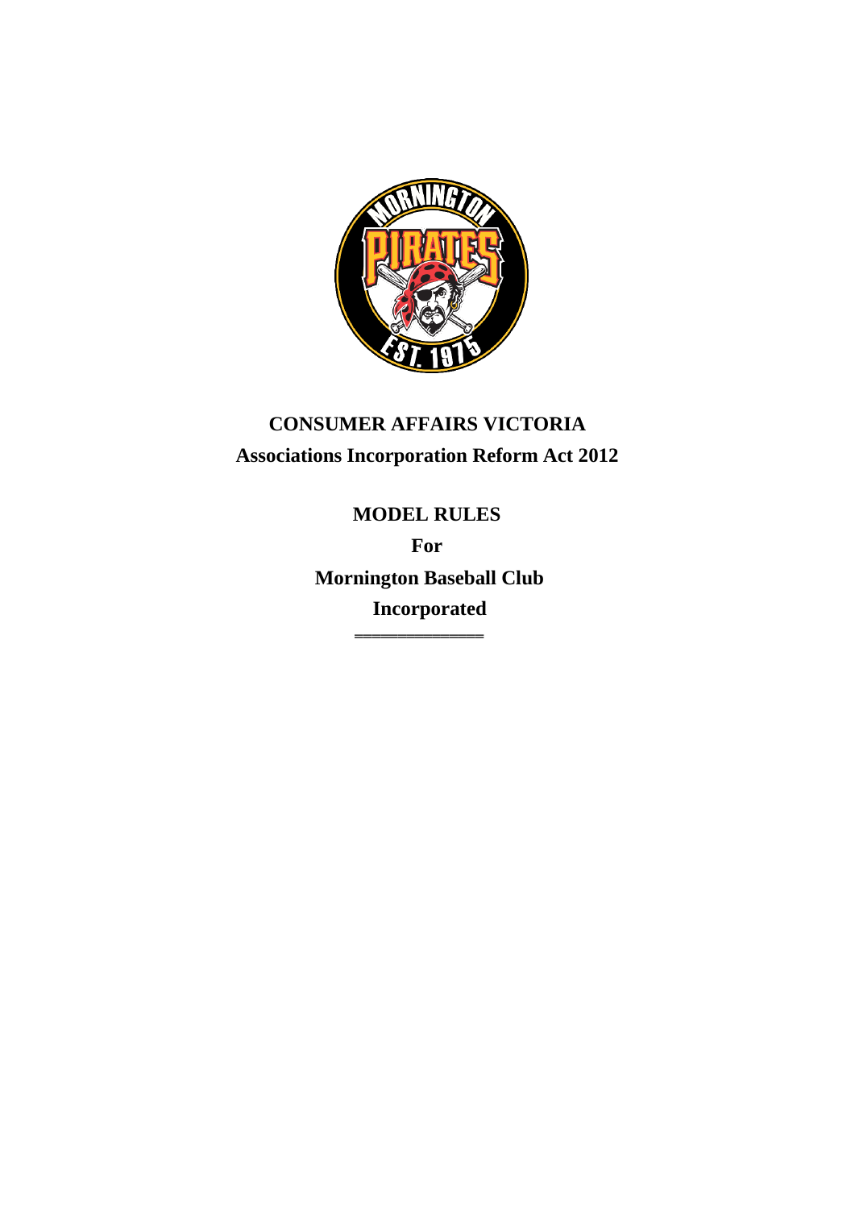# CONSUMER AFFAIRS VICTORIA

## Associations Incorporation Reform Act 2012

## MODEL RULES

**For**

**Mornington Baseball Club**

**Incorporated**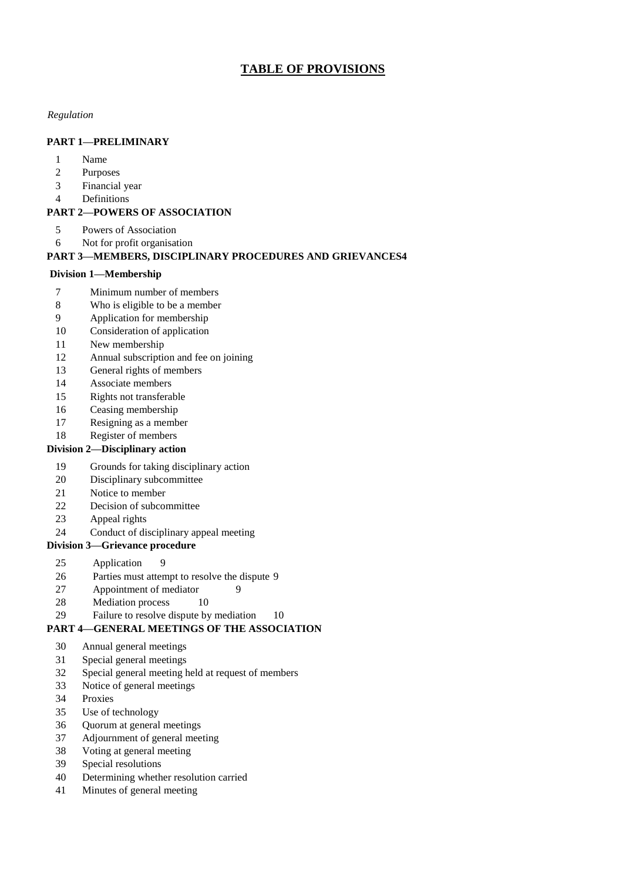# TABLE OF PROVISIONS

*Regulation*

**PART 1—PRELIMINARY**

1 Name
2 Purposes
3 Financial year
4 Definitions

**PART 2—POWERS OF ASSOCIATION**

5 Powers of Association
6 Not for profit organisation

**PART 3—MEMBERS, DISCIPLINARY PROCEDURES AND GRIEVANCES4**

**Division 1—Membership**

7 Minimum number of members
8 Who is eligible to be a member
9 Application for membership
10 Consideration of application
11 New membership
12 Annual subscription and fee on joining
13 General rights of members
14 Associate members
15 Rights not transferable
16 Ceasing membership
17 Resigning as a member
18 Register of members

**Division 2—Disciplinary action**

19 Grounds for taking disciplinary action
20 Disciplinary subcommittee
21 Notice to member
22 Decision of subcommittee
23 Appeal rights
24 Conduct of disciplinary appeal meeting

**Division 3—Grievance procedure**

25 Application 9
26 Parties must attempt to resolve the dispute 9
27 Appointment of mediator 9
28 Mediation process 10
29 Failure to resolve dispute by mediation 10

**PART 4—GENERAL MEETINGS OF THE ASSOCIATION**

30 Annual general meetings
31 Special general meetings
32 Special general meeting held at request of members
33 Notice of general meetings
34 Proxies
35 Use of technology
36 Quorum at general meetings
37 Adjournment of general meeting
38 Voting at general meeting
39 Special resolutions
40 Determining whether resolution carried
41 Minutes of general meeting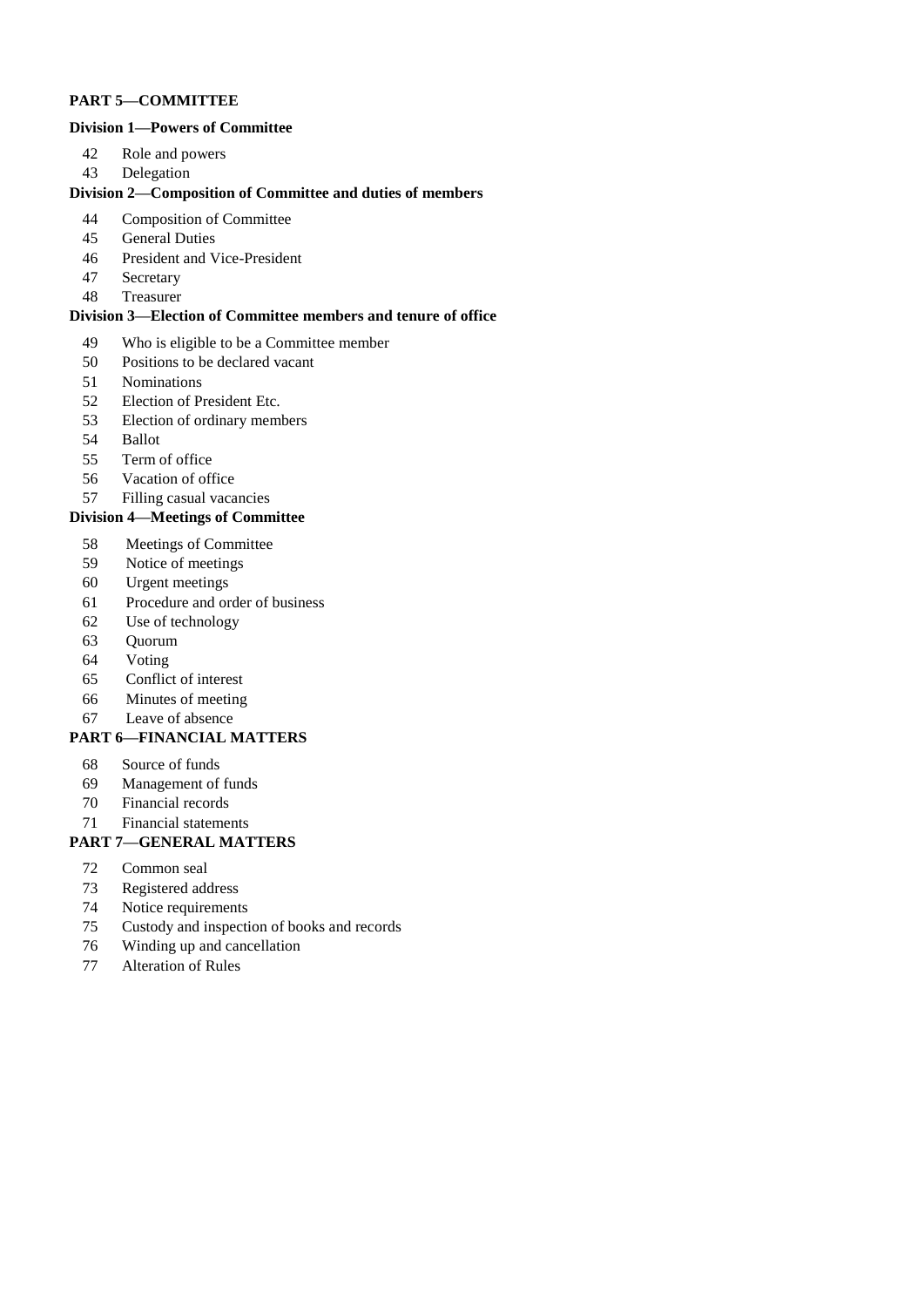**PART 5—COMMITTEE**

**Division 1—Powers of Committee**

42 Role and powers
43 Delegation

**Division 2—Composition of Committee and duties of members**

44 Composition of Committee
45 General Duties
46 President and Vice-President
47 Secretary
48 Treasurer

**Division 3—Election of Committee members and tenure of office**

49 Who is eligible to be a Committee member
50 Positions to be declared vacant
51 Nominations
52 Election of President Etc.
53 Election of ordinary members
54 Ballot
55 Term of office
56 Vacation of office
57 Filling casual vacancies

**Division 4—Meetings of Committee**

58 Meetings of Committee
59 Notice of meetings
60 Urgent meetings
61 Procedure and order of business
62 Use of technology
63 Quorum
64 Voting
65 Conflict of interest
66 Minutes of meeting
67 Leave of absence

**PART 6—FINANCIAL MATTERS**

68 Source of funds
69 Management of funds
70 Financial records
71 Financial statements

**PART 7—GENERAL MATTERS**

72 Common seal
73 Registered address
74 Notice requirements
75 Custody and inspection of books and records
76 Winding up and cancellation
77 Alteration of Rules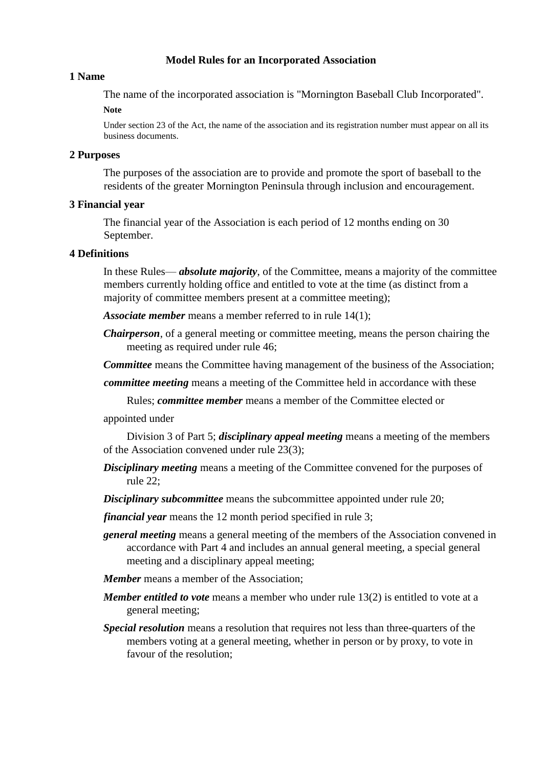**Model Rules for an Incorporated Association**

## 1 Name

The name of the incorporated association is "Mornington Baseball Club Incorporated".

**Note**

Under section 23 of the Act, the name of the association and its registration number must appear on all its business documents.

## 2 Purposes

The purposes of the association are to provide and promote the sport of baseball to the residents of the greater Mornington Peninsula through inclusion and encouragement.

## 3 Financial year

The financial year of the Association is each period of 12 months ending on 30 September.

## 4 Definitions

In these Rules— ***absolute majority***, of the Committee, means a majority of the committee members currently holding office and entitled to vote at the time (as distinct from a majority of committee members present at a committee meeting);

***Associate member*** means a member referred to in rule 14(1);

***Chairperson***, of a general meeting or committee meeting, means the person chairing the meeting as required under rule 46;

***Committee*** means the Committee having management of the business of the Association;

***committee meeting*** means a meeting of the Committee held in accordance with these Rules; ***committee member*** means a member of the Committee elected or appointed under Division 3 of Part 5; ***disciplinary appeal meeting*** means a meeting of the members of the Association convened under rule 23(3);

***Disciplinary meeting*** means a meeting of the Committee convened for the purposes of rule 22;

***Disciplinary subcommittee*** means the subcommittee appointed under rule 20;

***financial year*** means the 12 month period specified in rule 3;

***general meeting*** means a general meeting of the members of the Association convened in accordance with Part 4 and includes an annual general meeting, a special general meeting and a disciplinary appeal meeting;

***Member*** means a member of the Association;

***Member entitled to vote*** means a member who under rule 13(2) is entitled to vote at a general meeting;

***Special resolution*** means a resolution that requires not less than three-quarters of the members voting at a general meeting, whether in person or by proxy, to vote in favour of the resolution;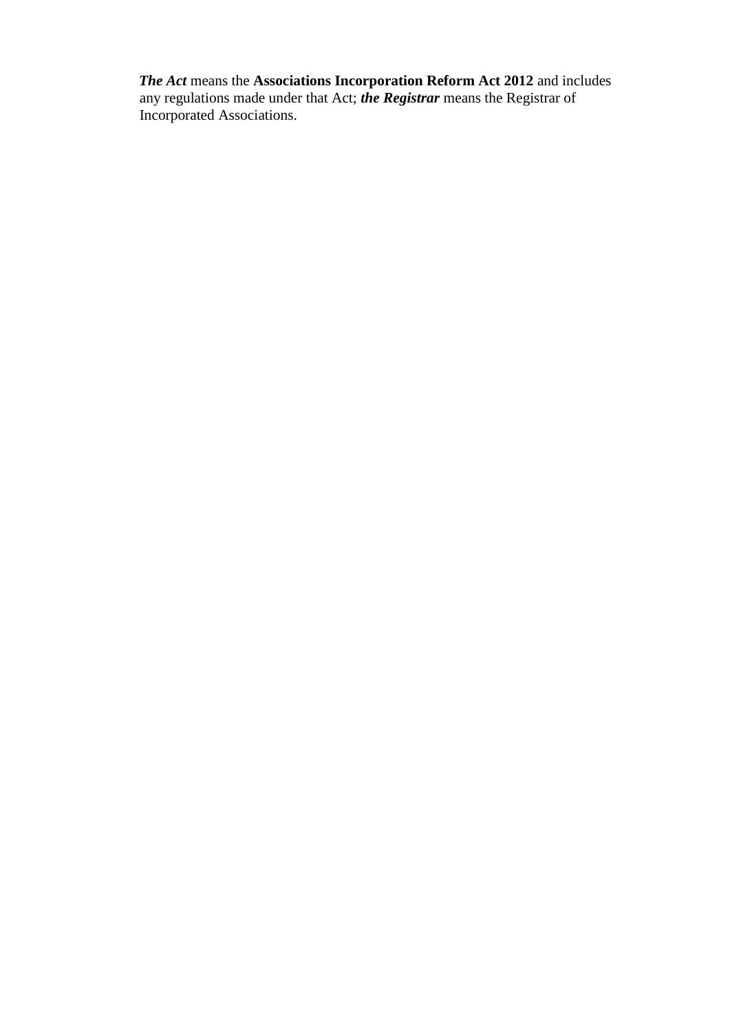***The Act*** means the **Associations Incorporation Reform Act 2012** and includes any regulations made under that Act; ***the Registrar*** means the Registrar of Incorporated Associations.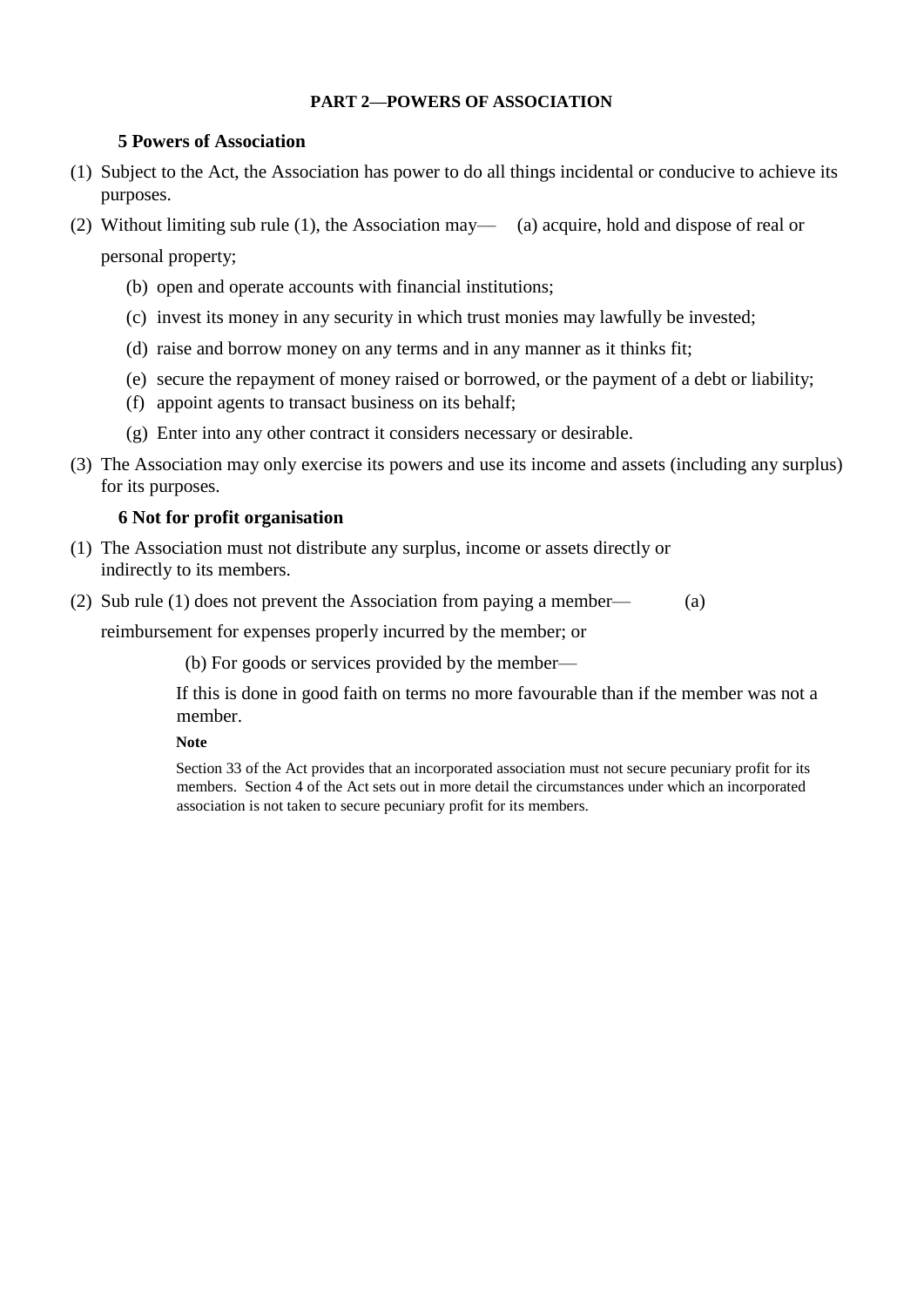**PART 2—POWERS OF ASSOCIATION**

**5 Powers of Association**

(1) Subject to the Act, the Association has power to do all things incidental or conducive to achieve its purposes.

(2) Without limiting sub rule (1), the Association may—

(a) acquire, hold and dispose of real or personal property;

(b) open and operate accounts with financial institutions;

(c) invest its money in any security in which trust monies may lawfully be invested;

(d) raise and borrow money on any terms and in any manner as it thinks fit;

(e) secure the repayment of money raised or borrowed, or the payment of a debt or liability;

(f) appoint agents to transact business on its behalf;

(g) Enter into any other contract it considers necessary or desirable.

(3) The Association may only exercise its powers and use its income and assets (including any surplus) for its purposes.

**6 Not for profit organisation**

(1) The Association must not distribute any surplus, income or assets directly or indirectly to its members.

(2) Sub rule (1) does not prevent the Association from paying a member—

(a) reimbursement for expenses properly incurred by the member; or

(b) For goods or services provided by the member—

If this is done in good faith on terms no more favourable than if the member was not a member.

**Note**

Section 33 of the Act provides that an incorporated association must not secure pecuniary profit for its members. Section 4 of the Act sets out in more detail the circumstances under which an incorporated association is not taken to secure pecuniary profit for its members.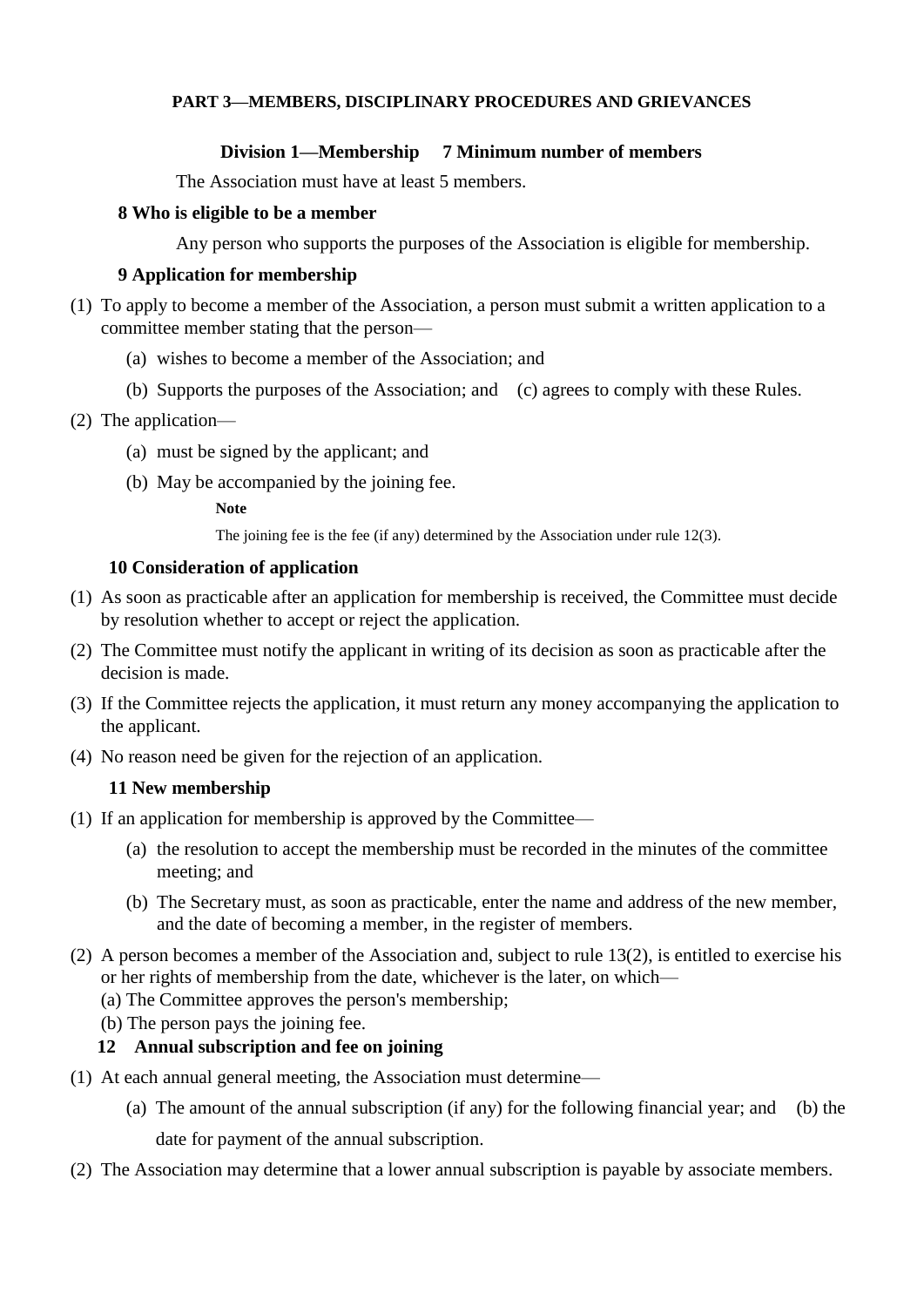## PART 3—MEMBERS, DISCIPLINARY PROCEDURES AND GRIEVANCES

### Division 1—Membership

#### 7 Minimum number of members

The Association must have at least 5 members.

#### 8 Who is eligible to be a member

Any person who supports the purposes of the Association is eligible for membership.

#### 9 Application for membership

(1) To apply to become a member of the Association, a person must submit a written application to a committee member stating that the person—

- (a) wishes to become a member of the Association; and
- (b) Supports the purposes of the Association; and
- (c) agrees to comply with these Rules.

(2) The application—

- (a) must be signed by the applicant; and
- (b) May be accompanied by the joining fee.

**Note**

The joining fee is the fee (if any) determined by the Association under rule 12(3).

#### 10 Consideration of application

(1) As soon as practicable after an application for membership is received, the Committee must decide by resolution whether to accept or reject the application.

(2) The Committee must notify the applicant in writing of its decision as soon as practicable after the decision is made.

(3) If the Committee rejects the application, it must return any money accompanying the application to the applicant.

(4) No reason need be given for the rejection of an application.

#### 11 New membership

(1) If an application for membership is approved by the Committee—

- (a) the resolution to accept the membership must be recorded in the minutes of the committee meeting; and
- (b) The Secretary must, as soon as practicable, enter the name and address of the new member, and the date of becoming a member, in the register of members.

(2) A person becomes a member of the Association and, subject to rule 13(2), is entitled to exercise his or her rights of membership from the date, whichever is the later, on which—

- (a) The Committee approves the person's membership;
- (b) The person pays the joining fee.

#### 12 Annual subscription and fee on joining

(1) At each annual general meeting, the Association must determine—

- (a) The amount of the annual subscription (if any) for the following financial year; and
- (b) the date for payment of the annual subscription.

(2) The Association may determine that a lower annual subscription is payable by associate members.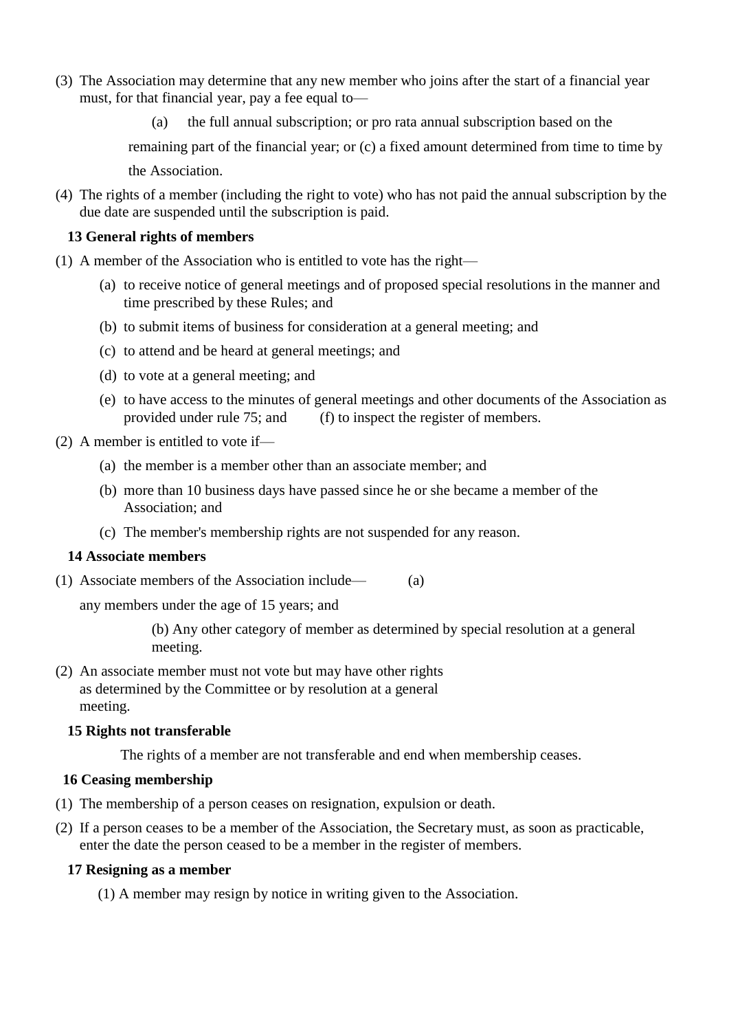(3) The Association may determine that any new member who joins after the start of a financial year must, for that financial year, pay a fee equal to—

(a) the full annual subscription; or pro rata annual subscription based on the remaining part of the financial year; or (c) a fixed amount determined from time to time by the Association.

(4) The rights of a member (including the right to vote) who has not paid the annual subscription by the due date are suspended until the subscription is paid.

### 13 General rights of members

(1) A member of the Association who is entitled to vote has the right—

- (a) to receive notice of general meetings and of proposed special resolutions in the manner and time prescribed by these Rules; and
- (b) to submit items of business for consideration at a general meeting; and
- (c) to attend and be heard at general meetings; and
- (d) to vote at a general meeting; and
- (e) to have access to the minutes of general meetings and other documents of the Association as provided under rule 75; and (f) to inspect the register of members.

(2) A member is entitled to vote if—

- (a) the member is a member other than an associate member; and
- (b) more than 10 business days have passed since he or she became a member of the Association; and
- (c) The member's membership rights are not suspended for any reason.

### 14 Associate members

(1) Associate members of the Association include— (a) any members under the age of 15 years; and

(b) Any other category of member as determined by special resolution at a general meeting.

(2) An associate member must not vote but may have other rights as determined by the Committee or by resolution at a general meeting.

### 15 Rights not transferable

The rights of a member are not transferable and end when membership ceases.

### 16 Ceasing membership

(1) The membership of a person ceases on resignation, expulsion or death.

(2) If a person ceases to be a member of the Association, the Secretary must, as soon as practicable, enter the date the person ceased to be a member in the register of members.

### 17 Resigning as a member

(1) A member may resign by notice in writing given to the Association.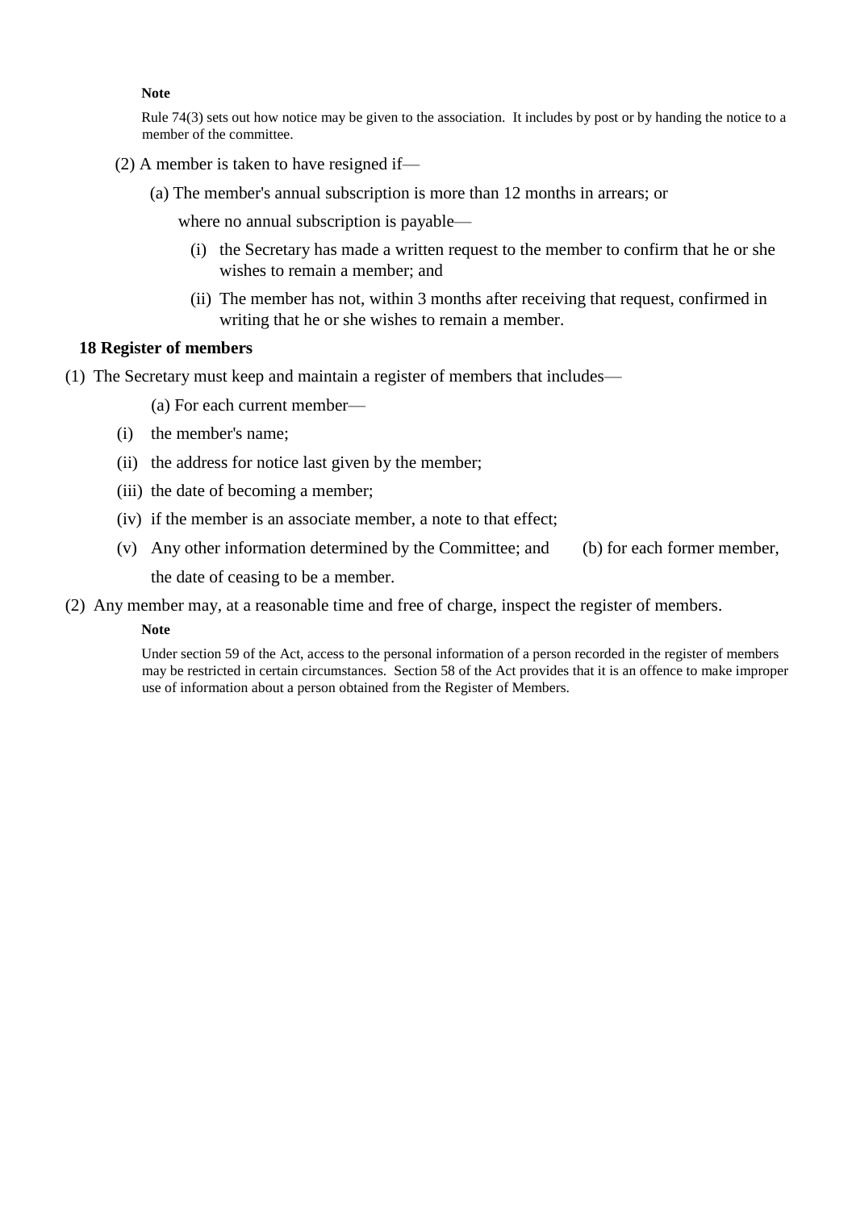**Note**

Rule 74(3) sets out how notice may be given to the association. It includes by post or by handing the notice to a member of the committee.

(2) A member is taken to have resigned if—

(a) The member's annual subscription is more than 12 months in arrears; or

where no annual subscription is payable—

(i) the Secretary has made a written request to the member to confirm that he or she wishes to remain a member; and

(ii) The member has not, within 3 months after receiving that request, confirmed in writing that he or she wishes to remain a member.

**18 Register of members**

(1) The Secretary must keep and maintain a register of members that includes—

(a) For each current member—

(i) the member's name;

(ii) the address for notice last given by the member;

(iii) the date of becoming a member;

(iv) if the member is an associate member, a note to that effect;

(v) Any other information determined by the Committee; and (b) for each former member, the date of ceasing to be a member.

(2) Any member may, at a reasonable time and free of charge, inspect the register of members.

**Note**

Under section 59 of the Act, access to the personal information of a person recorded in the register of members may be restricted in certain circumstances. Section 58 of the Act provides that it is an offence to make improper use of information about a person obtained from the Register of Members.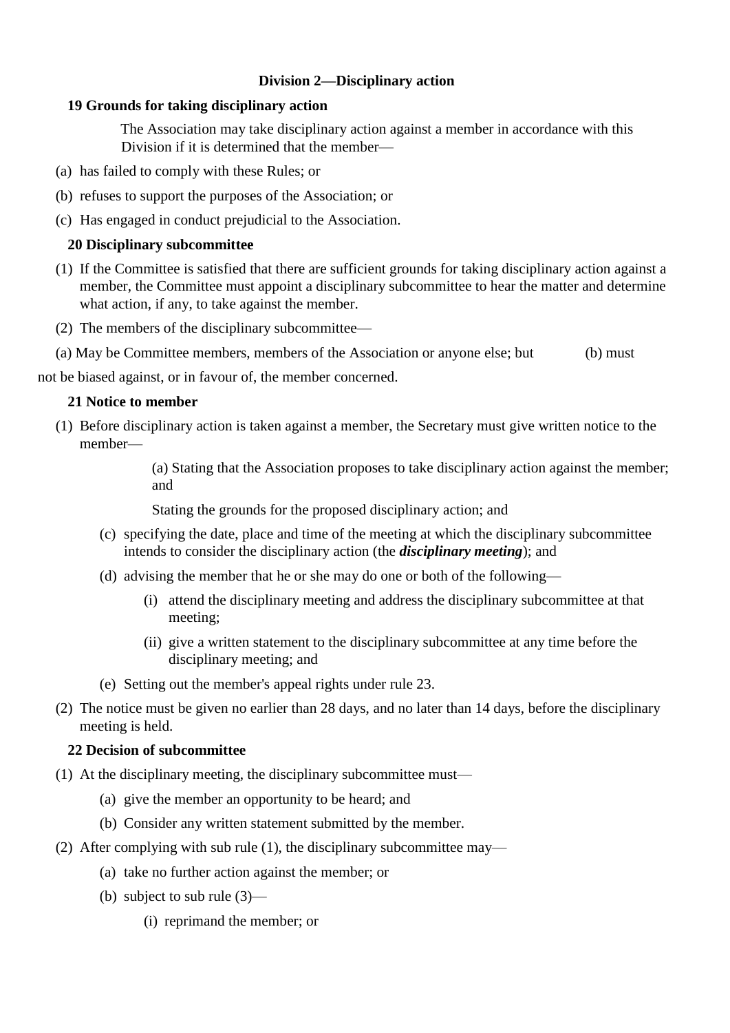## Division 2—Disciplinary action

### 19 Grounds for taking disciplinary action

The Association may take disciplinary action against a member in accordance with this Division if it is determined that the member—

(a) has failed to comply with these Rules; or

(b) refuses to support the purposes of the Association; or

(c) Has engaged in conduct prejudicial to the Association.

### 20 Disciplinary subcommittee

(1) If the Committee is satisfied that there are sufficient grounds for taking disciplinary action against a member, the Committee must appoint a disciplinary subcommittee to hear the matter and determine what action, if any, to take against the member.

(2) The members of the disciplinary subcommittee—

(a) May be Committee members, members of the Association or anyone else; but (b) must not be biased against, or in favour of, the member concerned.

### 21 Notice to member

(1) Before disciplinary action is taken against a member, the Secretary must give written notice to the member—

(a) Stating that the Association proposes to take disciplinary action against the member; and

Stating the grounds for the proposed disciplinary action; and

(c) specifying the date, place and time of the meeting at which the disciplinary subcommittee intends to consider the disciplinary action (the ***disciplinary meeting***); and

(d) advising the member that he or she may do one or both of the following—

(i) attend the disciplinary meeting and address the disciplinary subcommittee at that meeting;

(ii) give a written statement to the disciplinary subcommittee at any time before the disciplinary meeting; and

(e) Setting out the member's appeal rights under rule 23.

(2) The notice must be given no earlier than 28 days, and no later than 14 days, before the disciplinary meeting is held.

### 22 Decision of subcommittee

(1) At the disciplinary meeting, the disciplinary subcommittee must—

(a) give the member an opportunity to be heard; and

(b) Consider any written statement submitted by the member.

(2) After complying with sub rule (1), the disciplinary subcommittee may—

(a) take no further action against the member; or

(b) subject to sub rule (3)—

(i) reprimand the member; or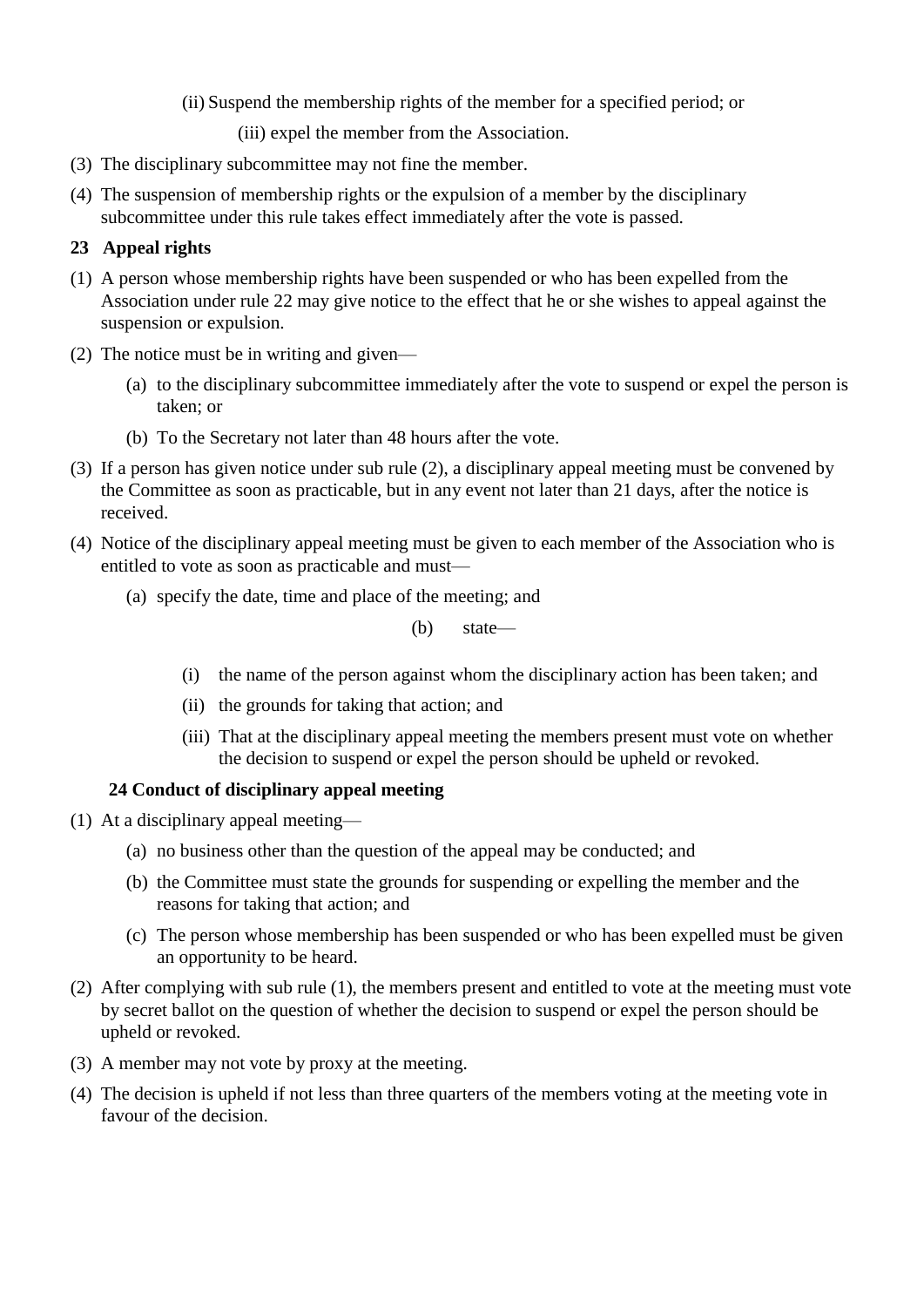(ii) Suspend the membership rights of the member for a specified period; or

(iii) expel the member from the Association.

(3) The disciplinary subcommittee may not fine the member.

(4) The suspension of membership rights or the expulsion of a member by the disciplinary subcommittee under this rule takes effect immediately after the vote is passed.

**23 Appeal rights**

(1) A person whose membership rights have been suspended or who has been expelled from the Association under rule 22 may give notice to the effect that he or she wishes to appeal against the suspension or expulsion.

(2) The notice must be in writing and given—

  (a) to the disciplinary subcommittee immediately after the vote to suspend or expel the person is taken; or

  (b) To the Secretary not later than 48 hours after the vote.

(3) If a person has given notice under sub rule (2), a disciplinary appeal meeting must be convened by the Committee as soon as practicable, but in any event not later than 21 days, after the notice is received.

(4) Notice of the disciplinary appeal meeting must be given to each member of the Association who is entitled to vote as soon as practicable and must—

  (a) specify the date, time and place of the meeting; and

  (b) state—

    (i) the name of the person against whom the disciplinary action has been taken; and

    (ii) the grounds for taking that action; and

    (iii) That at the disciplinary appeal meeting the members present must vote on whether the decision to suspend or expel the person should be upheld or revoked.

**24 Conduct of disciplinary appeal meeting**

(1) At a disciplinary appeal meeting—

  (a) no business other than the question of the appeal may be conducted; and

  (b) the Committee must state the grounds for suspending or expelling the member and the reasons for taking that action; and

  (c) The person whose membership has been suspended or who has been expelled must be given an opportunity to be heard.

(2) After complying with sub rule (1), the members present and entitled to vote at the meeting must vote by secret ballot on the question of whether the decision to suspend or expel the person should be upheld or revoked.

(3) A member may not vote by proxy at the meeting.

(4) The decision is upheld if not less than three quarters of the members voting at the meeting vote in favour of the decision.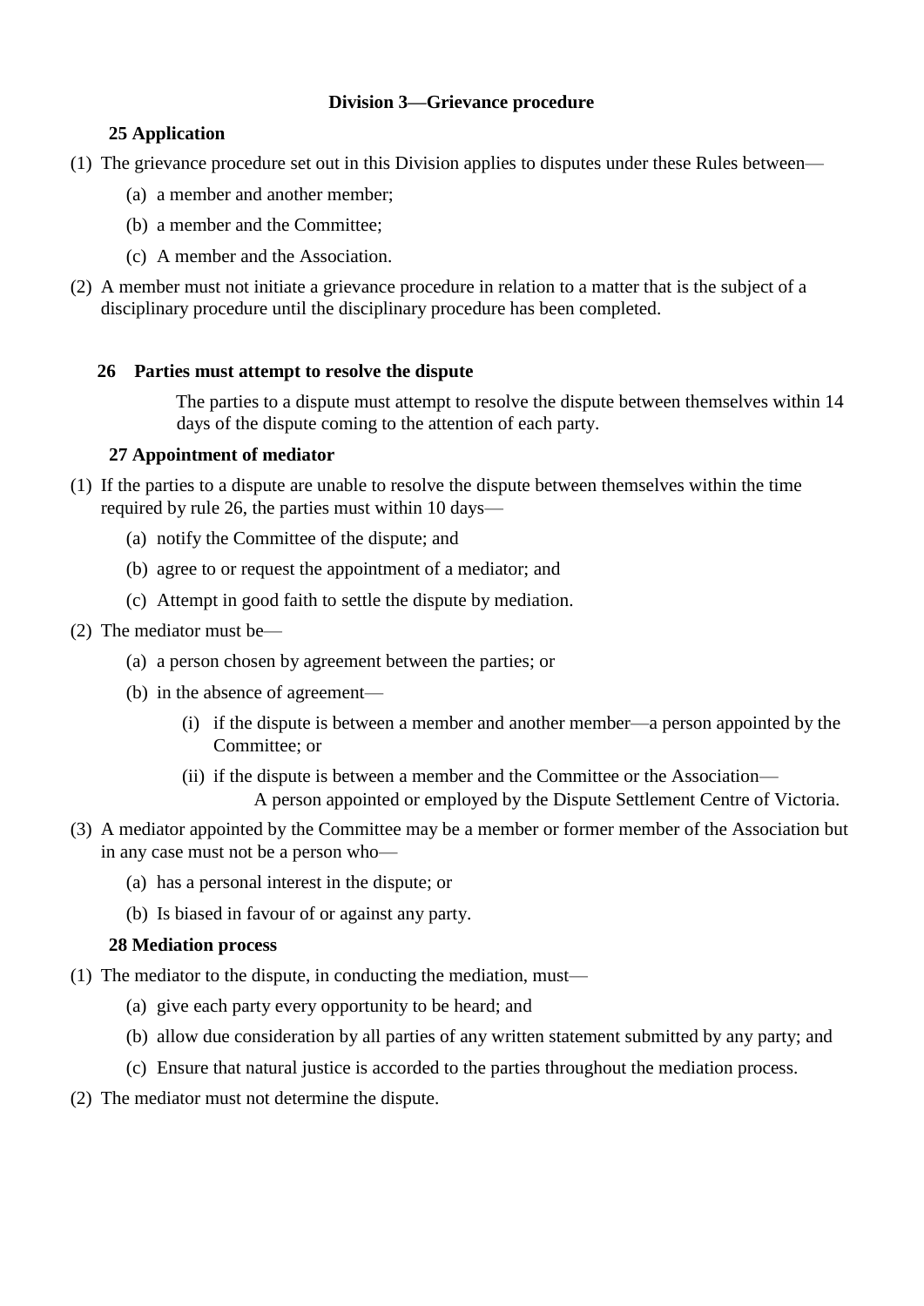### Division 3—Grievance procedure

**25 Application**

(1) The grievance procedure set out in this Division applies to disputes under these Rules between—

(a) a member and another member;

(b) a member and the Committee;

(c) A member and the Association.

(2) A member must not initiate a grievance procedure in relation to a matter that is the subject of a disciplinary procedure until the disciplinary procedure has been completed.

**26 Parties must attempt to resolve the dispute**

The parties to a dispute must attempt to resolve the dispute between themselves within 14 days of the dispute coming to the attention of each party.

**27 Appointment of mediator**

(1) If the parties to a dispute are unable to resolve the dispute between themselves within the time required by rule 26, the parties must within 10 days—

(a) notify the Committee of the dispute; and

(b) agree to or request the appointment of a mediator; and

(c) Attempt in good faith to settle the dispute by mediation.

(2) The mediator must be—

(a) a person chosen by agreement between the parties; or

(b) in the absence of agreement—

(i) if the dispute is between a member and another member—a person appointed by the Committee; or

(ii) if the dispute is between a member and the Committee or the Association—
A person appointed or employed by the Dispute Settlement Centre of Victoria.

(3) A mediator appointed by the Committee may be a member or former member of the Association but in any case must not be a person who—

(a) has a personal interest in the dispute; or

(b) Is biased in favour of or against any party.

**28 Mediation process**

(1) The mediator to the dispute, in conducting the mediation, must—

(a) give each party every opportunity to be heard; and

(b) allow due consideration by all parties of any written statement submitted by any party; and

(c) Ensure that natural justice is accorded to the parties throughout the mediation process.

(2) The mediator must not determine the dispute.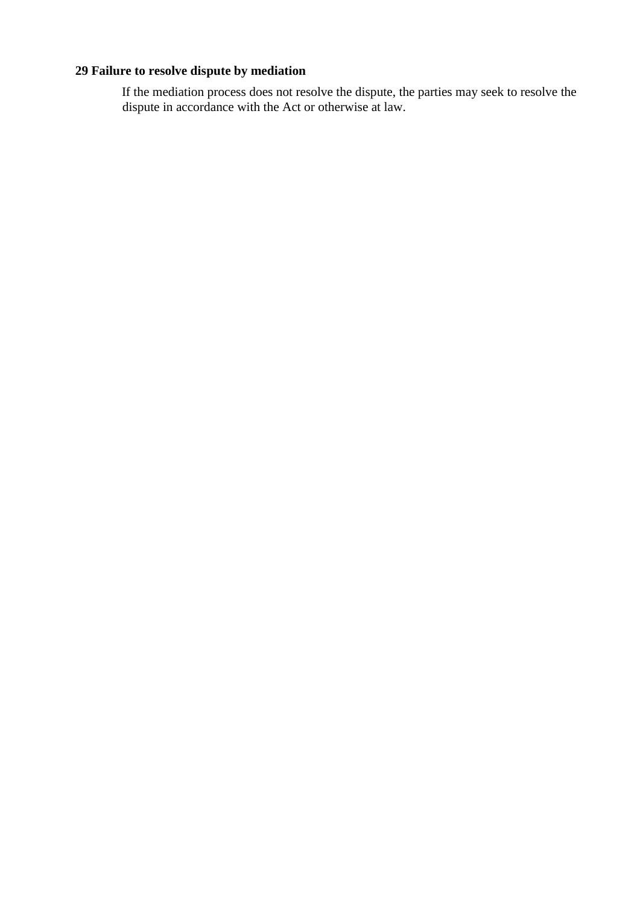**29 Failure to resolve dispute by mediation**

If the mediation process does not resolve the dispute, the parties may seek to resolve the dispute in accordance with the Act or otherwise at law.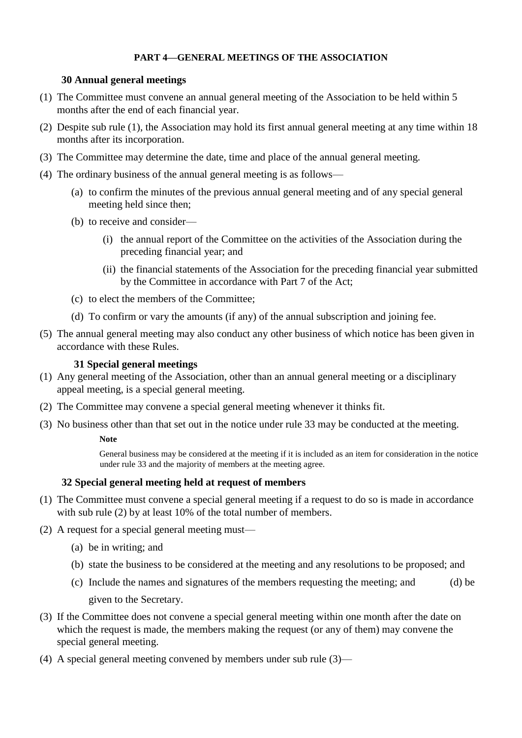## PART 4—GENERAL MEETINGS OF THE ASSOCIATION

### 30 Annual general meetings

(1) The Committee must convene an annual general meeting of the Association to be held within 5 months after the end of each financial year.

(2) Despite sub rule (1), the Association may hold its first annual general meeting at any time within 18 months after its incorporation.

(3) The Committee may determine the date, time and place of the annual general meeting.

(4) The ordinary business of the annual general meeting is as follows—

  (a) to confirm the minutes of the previous annual general meeting and of any special general meeting held since then;

  (b) to receive and consider—

    (i) the annual report of the Committee on the activities of the Association during the preceding financial year; and

    (ii) the financial statements of the Association for the preceding financial year submitted by the Committee in accordance with Part 7 of the Act;

  (c) to elect the members of the Committee;

  (d) To confirm or vary the amounts (if any) of the annual subscription and joining fee.

(5) The annual general meeting may also conduct any other business of which notice has been given in accordance with these Rules.

### 31 Special general meetings

(1) Any general meeting of the Association, other than an annual general meeting or a disciplinary appeal meeting, is a special general meeting.

(2) The Committee may convene a special general meeting whenever it thinks fit.

(3) No business other than that set out in the notice under rule 33 may be conducted at the meeting.

**Note**

General business may be considered at the meeting if it is included as an item for consideration in the notice under rule 33 and the majority of members at the meeting agree.

### 32 Special general meeting held at request of members

(1) The Committee must convene a special general meeting if a request to do so is made in accordance with sub rule (2) by at least 10% of the total number of members.

(2) A request for a special general meeting must—

  (a) be in writing; and

  (b) state the business to be considered at the meeting and any resolutions to be proposed; and

  (c) Include the names and signatures of the members requesting the meeting; and

  (d) be given to the Secretary.

(3) If the Committee does not convene a special general meeting within one month after the date on which the request is made, the members making the request (or any of them) may convene the special general meeting.

(4) A special general meeting convened by members under sub rule (3)—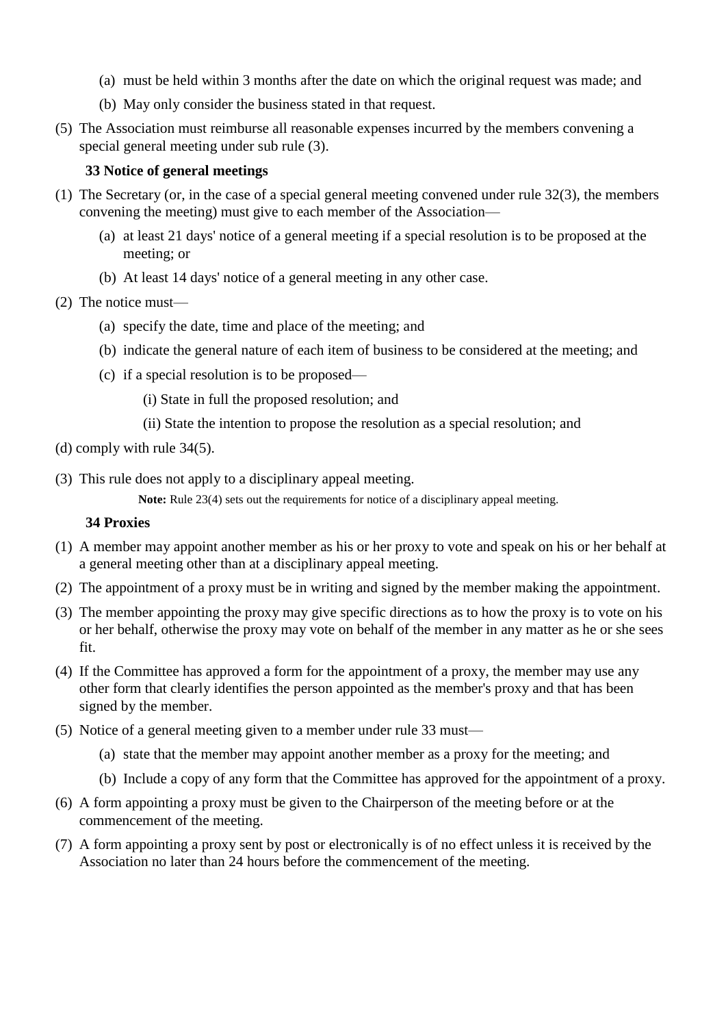(a) must be held within 3 months after the date on which the original request was made; and

(b) May only consider the business stated in that request.

(5) The Association must reimburse all reasonable expenses incurred by the members convening a special general meeting under sub rule (3).

### 33 Notice of general meetings

(1) The Secretary (or, in the case of a special general meeting convened under rule 32(3), the members convening the meeting) must give to each member of the Association—

(a) at least 21 days' notice of a general meeting if a special resolution is to be proposed at the meeting; or

(b) At least 14 days' notice of a general meeting in any other case.

(2) The notice must—

(a) specify the date, time and place of the meeting; and

(b) indicate the general nature of each item of business to be considered at the meeting; and

(c) if a special resolution is to be proposed—

(i) State in full the proposed resolution; and

(ii) State the intention to propose the resolution as a special resolution; and

(d) comply with rule 34(5).

(3) This rule does not apply to a disciplinary appeal meeting.

**Note:** Rule 23(4) sets out the requirements for notice of a disciplinary appeal meeting.

### 34 Proxies

(1) A member may appoint another member as his or her proxy to vote and speak on his or her behalf at a general meeting other than at a disciplinary appeal meeting.

(2) The appointment of a proxy must be in writing and signed by the member making the appointment.

(3) The member appointing the proxy may give specific directions as to how the proxy is to vote on his or her behalf, otherwise the proxy may vote on behalf of the member in any matter as he or she sees fit.

(4) If the Committee has approved a form for the appointment of a proxy, the member may use any other form that clearly identifies the person appointed as the member's proxy and that has been signed by the member.

(5) Notice of a general meeting given to a member under rule 33 must—

(a) state that the member may appoint another member as a proxy for the meeting; and

(b) Include a copy of any form that the Committee has approved for the appointment of a proxy.

(6) A form appointing a proxy must be given to the Chairperson of the meeting before or at the commencement of the meeting.

(7) A form appointing a proxy sent by post or electronically is of no effect unless it is received by the Association no later than 24 hours before the commencement of the meeting.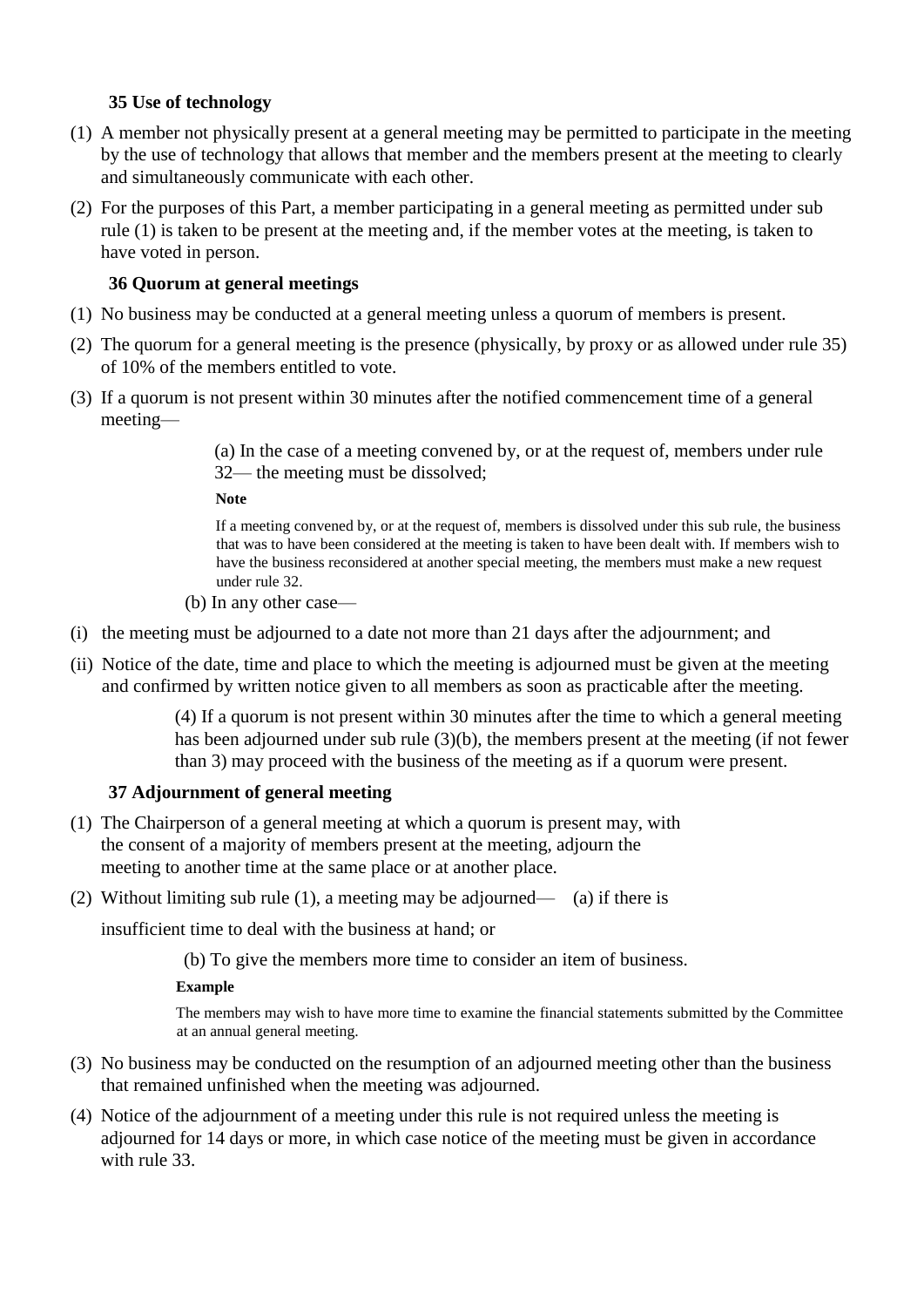### 35 Use of technology

(1) A member not physically present at a general meeting may be permitted to participate in the meeting by the use of technology that allows that member and the members present at the meeting to clearly and simultaneously communicate with each other.

(2) For the purposes of this Part, a member participating in a general meeting as permitted under sub rule (1) is taken to be present at the meeting and, if the member votes at the meeting, is taken to have voted in person.

### 36 Quorum at general meetings

(1) No business may be conducted at a general meeting unless a quorum of members is present.

(2) The quorum for a general meeting is the presence (physically, by proxy or as allowed under rule 35) of 10% of the members entitled to vote.

(3) If a quorum is not present within 30 minutes after the notified commencement time of a general meeting—

(a) In the case of a meeting convened by, or at the request of, members under rule 32— the meeting must be dissolved;

**Note**

If a meeting convened by, or at the request of, members is dissolved under this sub rule, the business that was to have been considered at the meeting is taken to have been dealt with. If members wish to have the business reconsidered at another special meeting, the members must make a new request under rule 32.

(b) In any other case—

(i) the meeting must be adjourned to a date not more than 21 days after the adjournment; and

(ii) Notice of the date, time and place to which the meeting is adjourned must be given at the meeting and confirmed by written notice given to all members as soon as practicable after the meeting.

(4) If a quorum is not present within 30 minutes after the time to which a general meeting has been adjourned under sub rule (3)(b), the members present at the meeting (if not fewer than 3) may proceed with the business of the meeting as if a quorum were present.

### 37 Adjournment of general meeting

(1) The Chairperson of a general meeting at which a quorum is present may, with the consent of a majority of members present at the meeting, adjourn the meeting to another time at the same place or at another place.

(2) Without limiting sub rule (1), a meeting may be adjourned— (a) if there is insufficient time to deal with the business at hand; or

(b) To give the members more time to consider an item of business.

**Example**

The members may wish to have more time to examine the financial statements submitted by the Committee at an annual general meeting.

(3) No business may be conducted on the resumption of an adjourned meeting other than the business that remained unfinished when the meeting was adjourned.

(4) Notice of the adjournment of a meeting under this rule is not required unless the meeting is adjourned for 14 days or more, in which case notice of the meeting must be given in accordance with rule 33.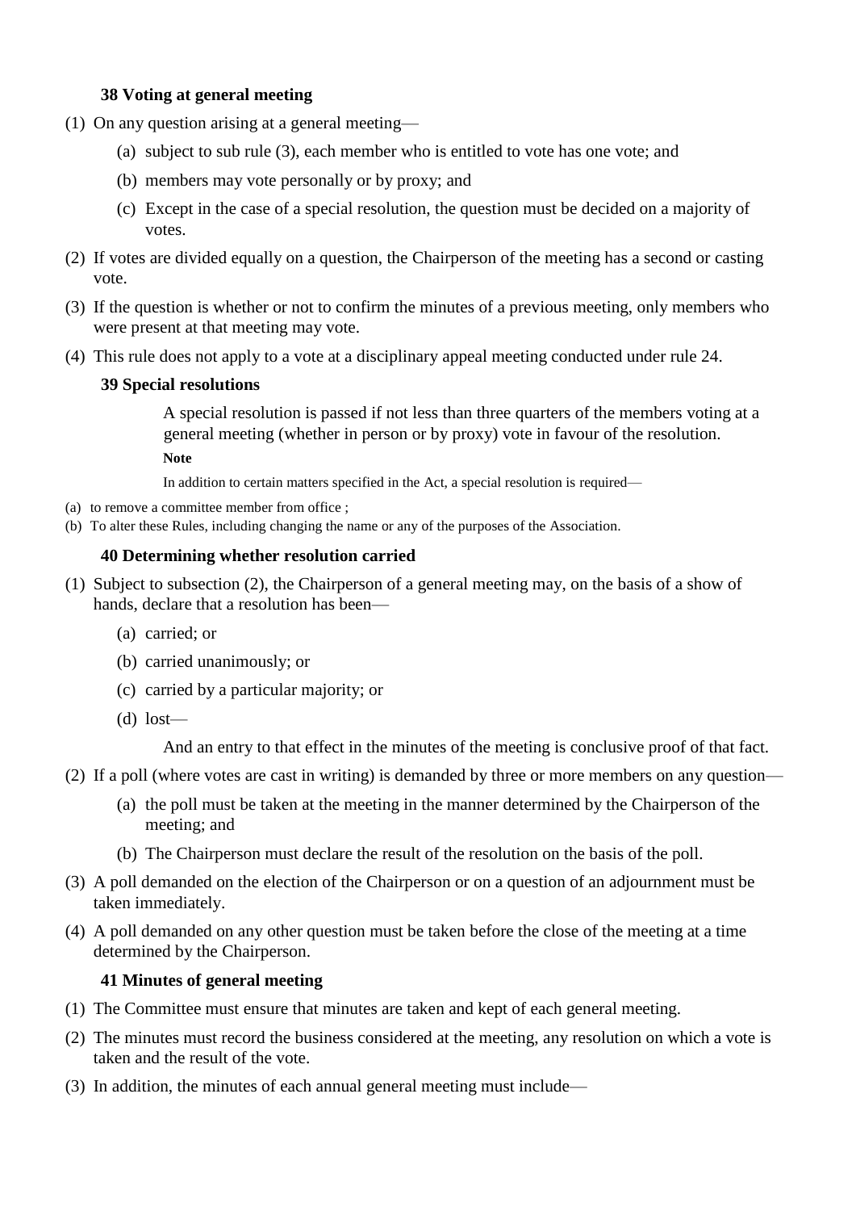### 38 Voting at general meeting

(1) On any question arising at a general meeting—

  (a) subject to sub rule (3), each member who is entitled to vote has one vote; and

  (b) members may vote personally or by proxy; and

  (c) Except in the case of a special resolution, the question must be decided on a majority of votes.

(2) If votes are divided equally on a question, the Chairperson of the meeting has a second or casting vote.

(3) If the question is whether or not to confirm the minutes of a previous meeting, only members who were present at that meeting may vote.

(4) This rule does not apply to a vote at a disciplinary appeal meeting conducted under rule 24.

### 39 Special resolutions

A special resolution is passed if not less than three quarters of the members voting at a general meeting (whether in person or by proxy) vote in favour of the resolution.

**Note**

In addition to certain matters specified in the Act, a special resolution is required—

(a) to remove a committee member from office ;

(b) To alter these Rules, including changing the name or any of the purposes of the Association.

### 40 Determining whether resolution carried

(1) Subject to subsection (2), the Chairperson of a general meeting may, on the basis of a show of hands, declare that a resolution has been—

  (a) carried; or

  (b) carried unanimously; or

  (c) carried by a particular majority; or

  (d) lost—

  And an entry to that effect in the minutes of the meeting is conclusive proof of that fact.

(2) If a poll (where votes are cast in writing) is demanded by three or more members on any question—

  (a) the poll must be taken at the meeting in the manner determined by the Chairperson of the meeting; and

  (b) The Chairperson must declare the result of the resolution on the basis of the poll.

(3) A poll demanded on the election of the Chairperson or on a question of an adjournment must be taken immediately.

(4) A poll demanded on any other question must be taken before the close of the meeting at a time determined by the Chairperson.

### 41 Minutes of general meeting

(1) The Committee must ensure that minutes are taken and kept of each general meeting.

(2) The minutes must record the business considered at the meeting, any resolution on which a vote is taken and the result of the vote.

(3) In addition, the minutes of each annual general meeting must include—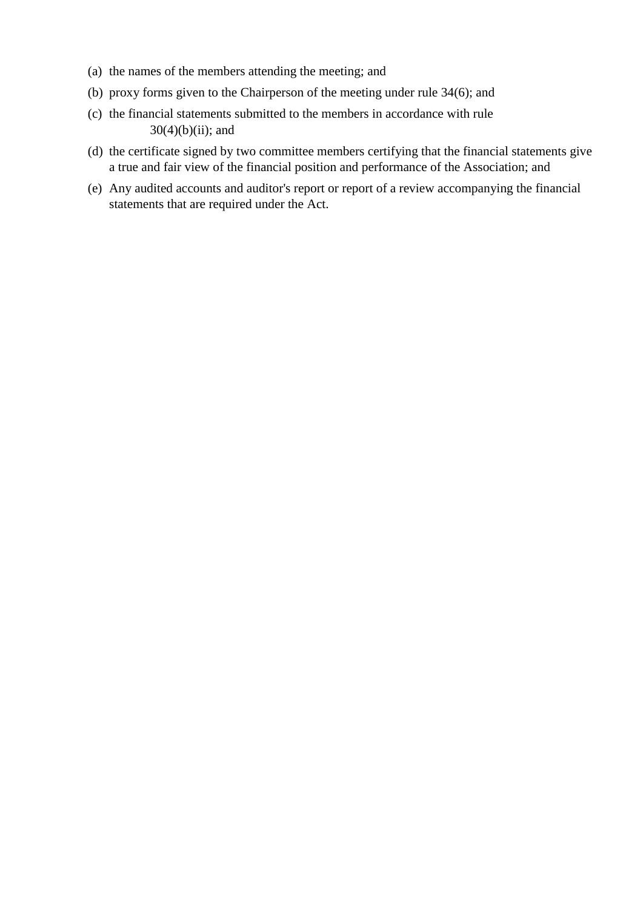(a) the names of the members attending the meeting; and

(b) proxy forms given to the Chairperson of the meeting under rule 34(6); and

(c) the financial statements submitted to the members in accordance with rule 30(4)(b)(ii); and

(d) the certificate signed by two committee members certifying that the financial statements give a true and fair view of the financial position and performance of the Association; and

(e) Any audited accounts and auditor's report or report of a review accompanying the financial statements that are required under the Act.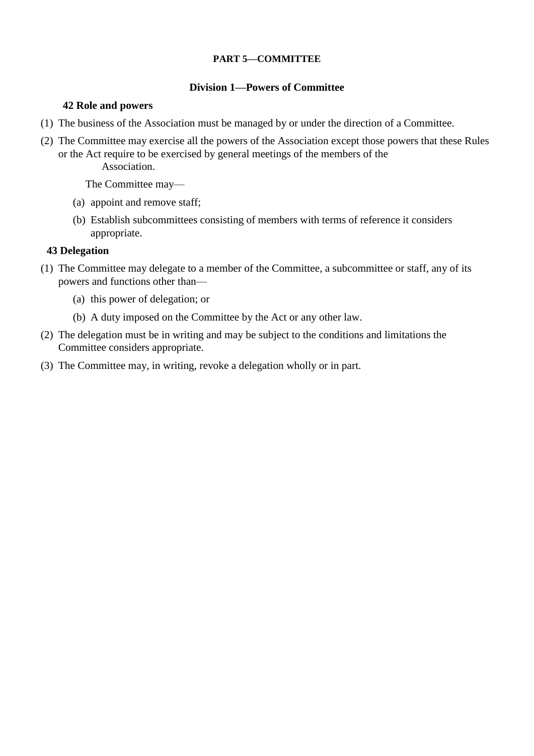## PART 5—COMMITTEE

### Division 1—Powers of Committee

#### 42 Role and powers

(1) The business of the Association must be managed by or under the direction of a Committee.

(2) The Committee may exercise all the powers of the Association except those powers that these Rules or the Act require to be exercised by general meetings of the members of the Association.

The Committee may—

(a) appoint and remove staff;

(b) Establish subcommittees consisting of members with terms of reference it considers appropriate.

#### 43 Delegation

(1) The Committee may delegate to a member of the Committee, a subcommittee or staff, any of its powers and functions other than—

(a) this power of delegation; or

(b) A duty imposed on the Committee by the Act or any other law.

(2) The delegation must be in writing and may be subject to the conditions and limitations the Committee considers appropriate.

(3) The Committee may, in writing, revoke a delegation wholly or in part.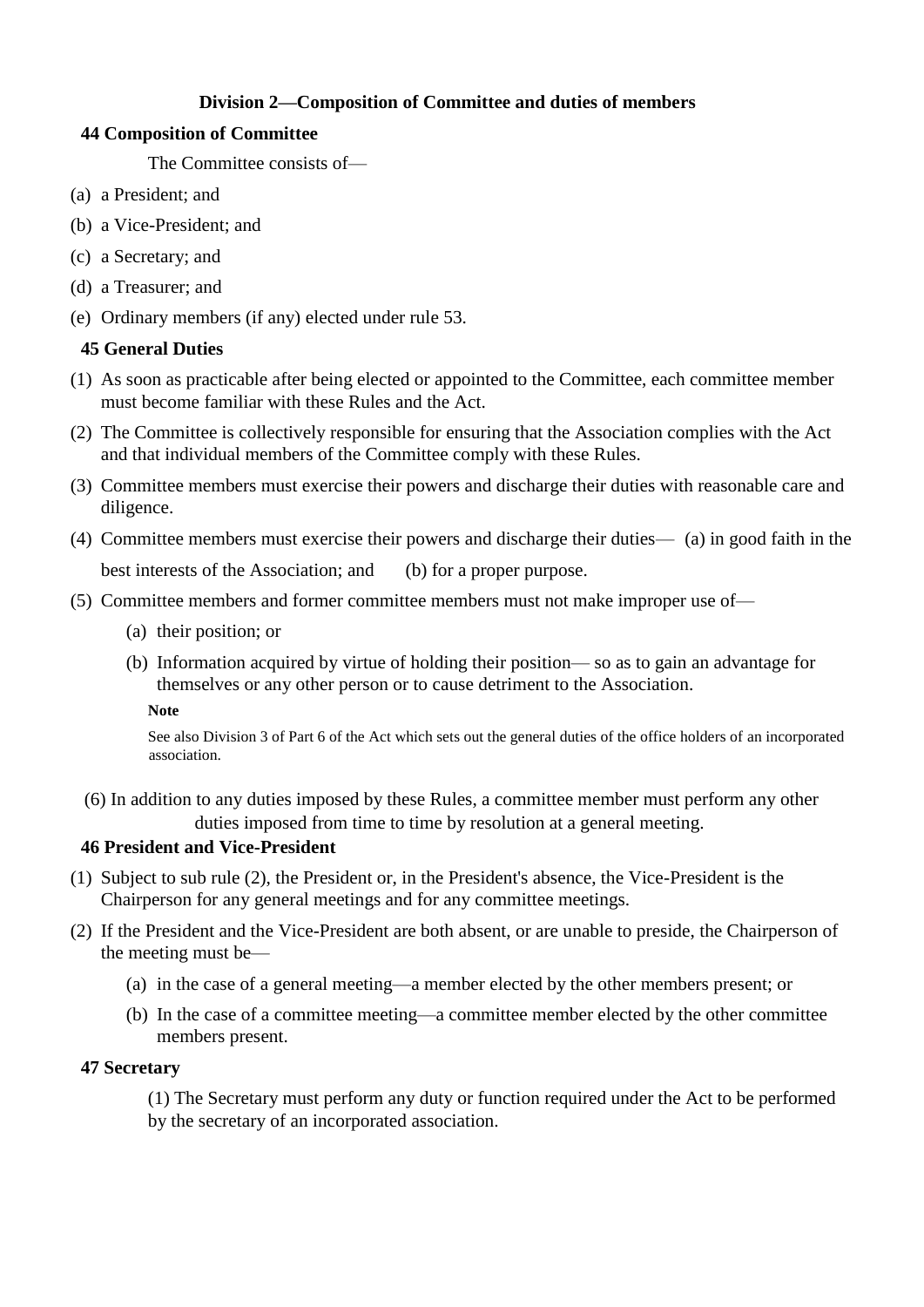## Division 2—Composition of Committee and duties of members

### 44 Composition of Committee

The Committee consists of—

(a) a President; and

(b) a Vice-President; and

(c) a Secretary; and

(d) a Treasurer; and

(e) Ordinary members (if any) elected under rule 53.

### 45 General Duties

(1) As soon as practicable after being elected or appointed to the Committee, each committee member must become familiar with these Rules and the Act.

(2) The Committee is collectively responsible for ensuring that the Association complies with the Act and that individual members of the Committee comply with these Rules.

(3) Committee members must exercise their powers and discharge their duties with reasonable care and diligence.

(4) Committee members must exercise their powers and discharge their duties— (a) in good faith in the best interests of the Association; and (b) for a proper purpose.

(5) Committee members and former committee members must not make improper use of—

- (a) their position; or
- (b) Information acquired by virtue of holding their position— so as to gain an advantage for themselves or any other person or to cause detriment to the Association.

**Note**

See also Division 3 of Part 6 of the Act which sets out the general duties of the office holders of an incorporated association.

(6) In addition to any duties imposed by these Rules, a committee member must perform any other duties imposed from time to time by resolution at a general meeting.

### 46 President and Vice-President

(1) Subject to sub rule (2), the President or, in the President's absence, the Vice-President is the Chairperson for any general meetings and for any committee meetings.

(2) If the President and the Vice-President are both absent, or are unable to preside, the Chairperson of the meeting must be—

- (a) in the case of a general meeting—a member elected by the other members present; or
- (b) In the case of a committee meeting—a committee member elected by the other committee members present.

### 47 Secretary

(1) The Secretary must perform any duty or function required under the Act to be performed by the secretary of an incorporated association.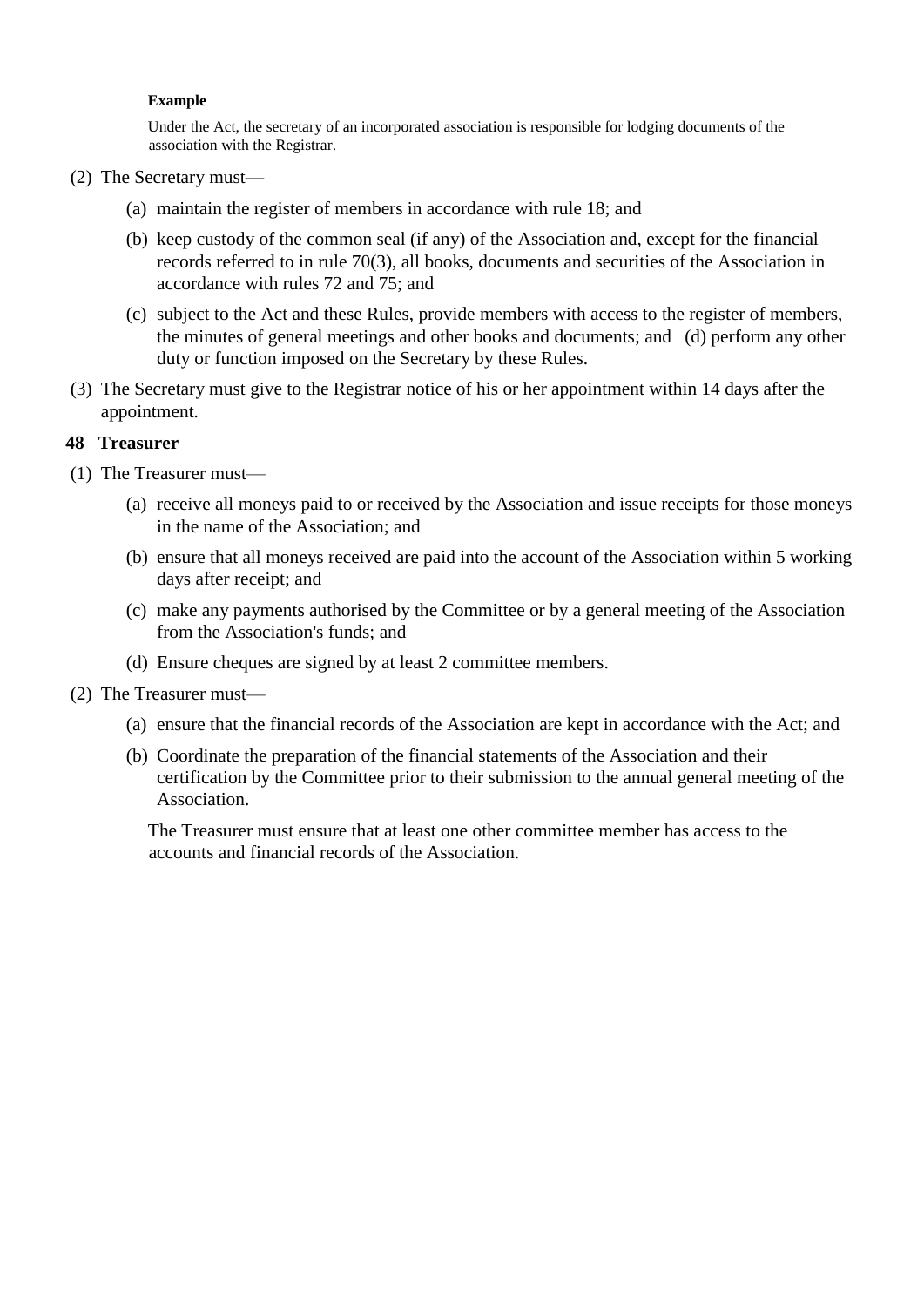**Example**

Under the Act, the secretary of an incorporated association is responsible for lodging documents of the association with the Registrar.

(2) The Secretary must—

(a) maintain the register of members in accordance with rule 18; and

(b) keep custody of the common seal (if any) of the Association and, except for the financial records referred to in rule 70(3), all books, documents and securities of the Association in accordance with rules 72 and 75; and

(c) subject to the Act and these Rules, provide members with access to the register of members, the minutes of general meetings and other books and documents; and (d) perform any other duty or function imposed on the Secretary by these Rules.

(3) The Secretary must give to the Registrar notice of his or her appointment within 14 days after the appointment.

### 48 Treasurer

(1) The Treasurer must—

(a) receive all moneys paid to or received by the Association and issue receipts for those moneys in the name of the Association; and

(b) ensure that all moneys received are paid into the account of the Association within 5 working days after receipt; and

(c) make any payments authorised by the Committee or by a general meeting of the Association from the Association's funds; and

(d) Ensure cheques are signed by at least 2 committee members.

(2) The Treasurer must—

(a) ensure that the financial records of the Association are kept in accordance with the Act; and

(b) Coordinate the preparation of the financial statements of the Association and their certification by the Committee prior to their submission to the annual general meeting of the Association.

The Treasurer must ensure that at least one other committee member has access to the accounts and financial records of the Association.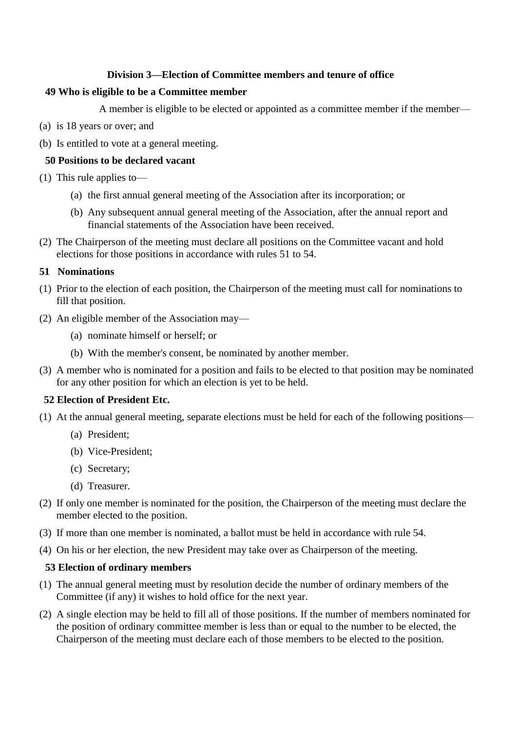## Division 3—Election of Committee members and tenure of office

### 49 Who is eligible to be a Committee member

A member is eligible to be elected or appointed as a committee member if the member—

(a) is 18 years or over; and

(b) Is entitled to vote at a general meeting.

### 50 Positions to be declared vacant

(1) This rule applies to—

  (a) the first annual general meeting of the Association after its incorporation; or

  (b) Any subsequent annual general meeting of the Association, after the annual report and financial statements of the Association have been received.

(2) The Chairperson of the meeting must declare all positions on the Committee vacant and hold elections for those positions in accordance with rules 51 to 54.

### 51 Nominations

(1) Prior to the election of each position, the Chairperson of the meeting must call for nominations to fill that position.

(2) An eligible member of the Association may—

  (a) nominate himself or herself; or

  (b) With the member's consent, be nominated by another member.

(3) A member who is nominated for a position and fails to be elected to that position may be nominated for any other position for which an election is yet to be held.

### 52 Election of President Etc.

(1) At the annual general meeting, separate elections must be held for each of the following positions—

  (a) President;

  (b) Vice-President;

  (c) Secretary;

  (d) Treasurer.

(2) If only one member is nominated for the position, the Chairperson of the meeting must declare the member elected to the position.

(3) If more than one member is nominated, a ballot must be held in accordance with rule 54.

(4) On his or her election, the new President may take over as Chairperson of the meeting.

### 53 Election of ordinary members

(1) The annual general meeting must by resolution decide the number of ordinary members of the Committee (if any) it wishes to hold office for the next year.

(2) A single election may be held to fill all of those positions. If the number of members nominated for the position of ordinary committee member is less than or equal to the number to be elected, the Chairperson of the meeting must declare each of those members to be elected to the position.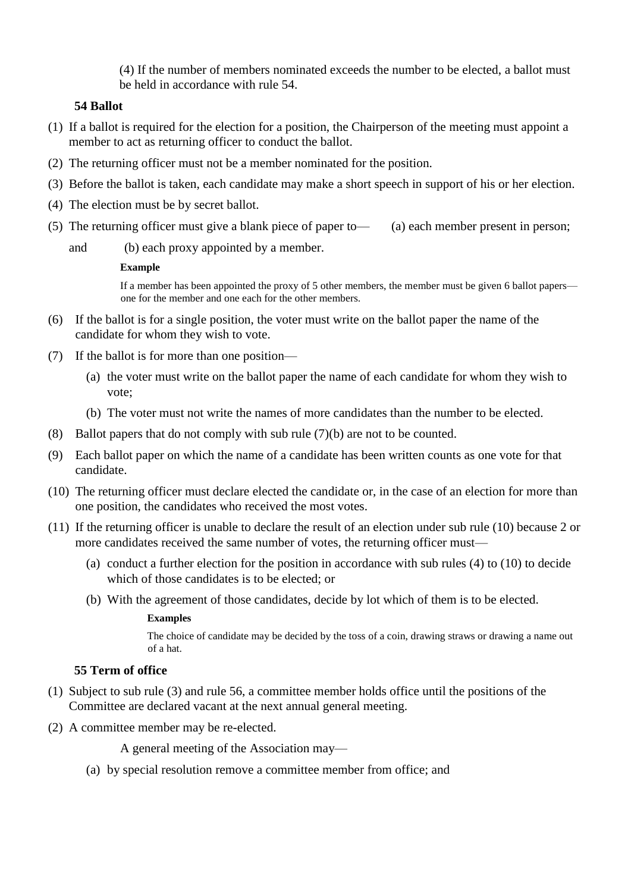(4) If the number of members nominated exceeds the number to be elected, a ballot must be held in accordance with rule 54.

**54 Ballot**

(1) If a ballot is required for the election for a position, the Chairperson of the meeting must appoint a member to act as returning officer to conduct the ballot.

(2) The returning officer must not be a member nominated for the position.

(3) Before the ballot is taken, each candidate may make a short speech in support of his or her election.

(4) The election must be by secret ballot.

(5) The returning officer must give a blank piece of paper to— (a) each member present in person; and (b) each proxy appointed by a member.

**Example**

If a member has been appointed the proxy of 5 other members, the member must be given 6 ballot papers—one for the member and one each for the other members.

(6) If the ballot is for a single position, the voter must write on the ballot paper the name of the candidate for whom they wish to vote.

(7) If the ballot is for more than one position—

- (a) the voter must write on the ballot paper the name of each candidate for whom they wish to vote;
- (b) The voter must not write the names of more candidates than the number to be elected.

(8) Ballot papers that do not comply with sub rule (7)(b) are not to be counted.

(9) Each ballot paper on which the name of a candidate has been written counts as one vote for that candidate.

(10) The returning officer must declare elected the candidate or, in the case of an election for more than one position, the candidates who received the most votes.

(11) If the returning officer is unable to declare the result of an election under sub rule (10) because 2 or more candidates received the same number of votes, the returning officer must—

- (a) conduct a further election for the position in accordance with sub rules (4) to (10) to decide which of those candidates is to be elected; or
- (b) With the agreement of those candidates, decide by lot which of them is to be elected.

**Examples**

The choice of candidate may be decided by the toss of a coin, drawing straws or drawing a name out of a hat.

**55 Term of office**

(1) Subject to sub rule (3) and rule 56, a committee member holds office until the positions of the Committee are declared vacant at the next annual general meeting.

(2) A committee member may be re-elected.

A general meeting of the Association may—

- (a) by special resolution remove a committee member from office; and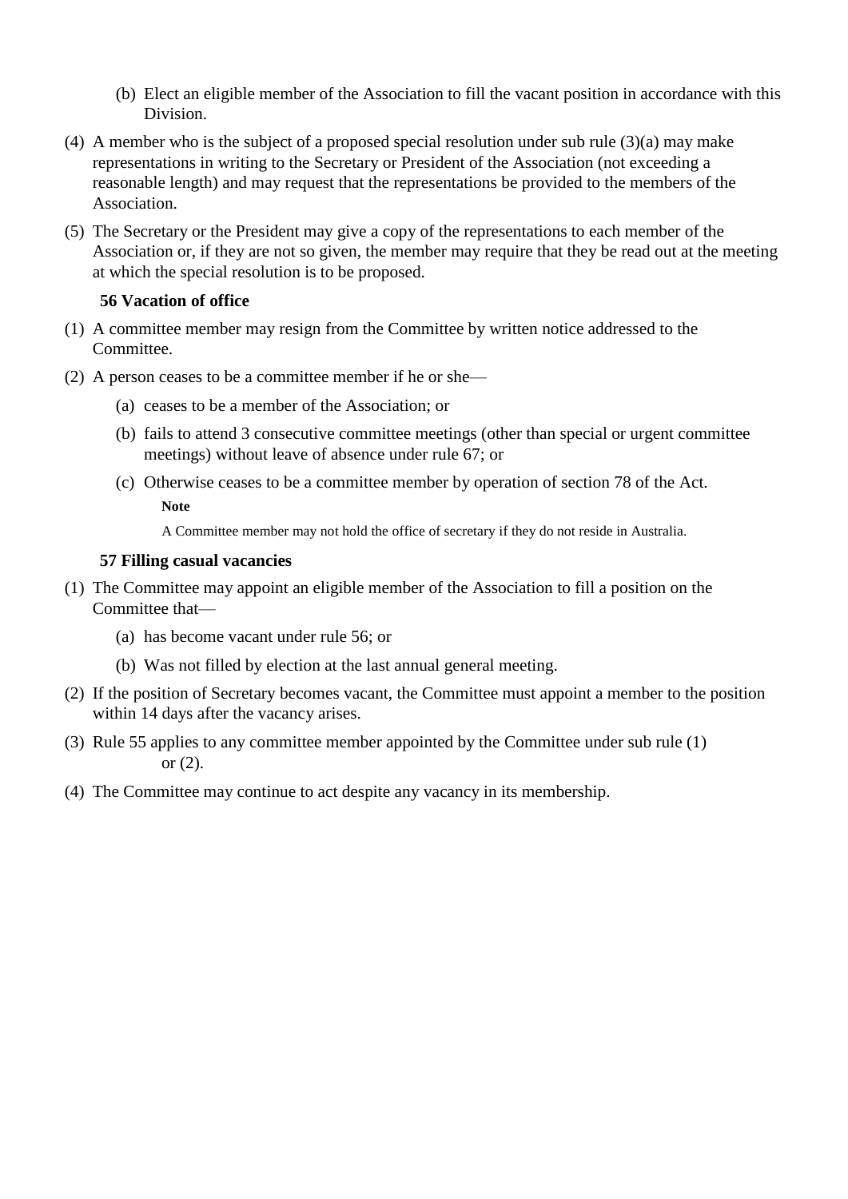(b) Elect an eligible member of the Association to fill the vacant position in accordance with this Division.

(4) A member who is the subject of a proposed special resolution under sub rule (3)(a) may make representations in writing to the Secretary or President of the Association (not exceeding a reasonable length) and may request that the representations be provided to the members of the Association.

(5) The Secretary or the President may give a copy of the representations to each member of the Association or, if they are not so given, the member may require that they be read out at the meeting at which the special resolution is to be proposed.

### 56 Vacation of office

(1) A committee member may resign from the Committee by written notice addressed to the Committee.

(2) A person ceases to be a committee member if he or she—

(a) ceases to be a member of the Association; or

(b) fails to attend 3 consecutive committee meetings (other than special or urgent committee meetings) without leave of absence under rule 67; or

(c) Otherwise ceases to be a committee member by operation of section 78 of the Act.

**Note**

A Committee member may not hold the office of secretary if they do not reside in Australia.

### 57 Filling casual vacancies

(1) The Committee may appoint an eligible member of the Association to fill a position on the Committee that—

(a) has become vacant under rule 56; or

(b) Was not filled by election at the last annual general meeting.

(2) If the position of Secretary becomes vacant, the Committee must appoint a member to the position within 14 days after the vacancy arises.

(3) Rule 55 applies to any committee member appointed by the Committee under sub rule (1) or (2).

(4) The Committee may continue to act despite any vacancy in its membership.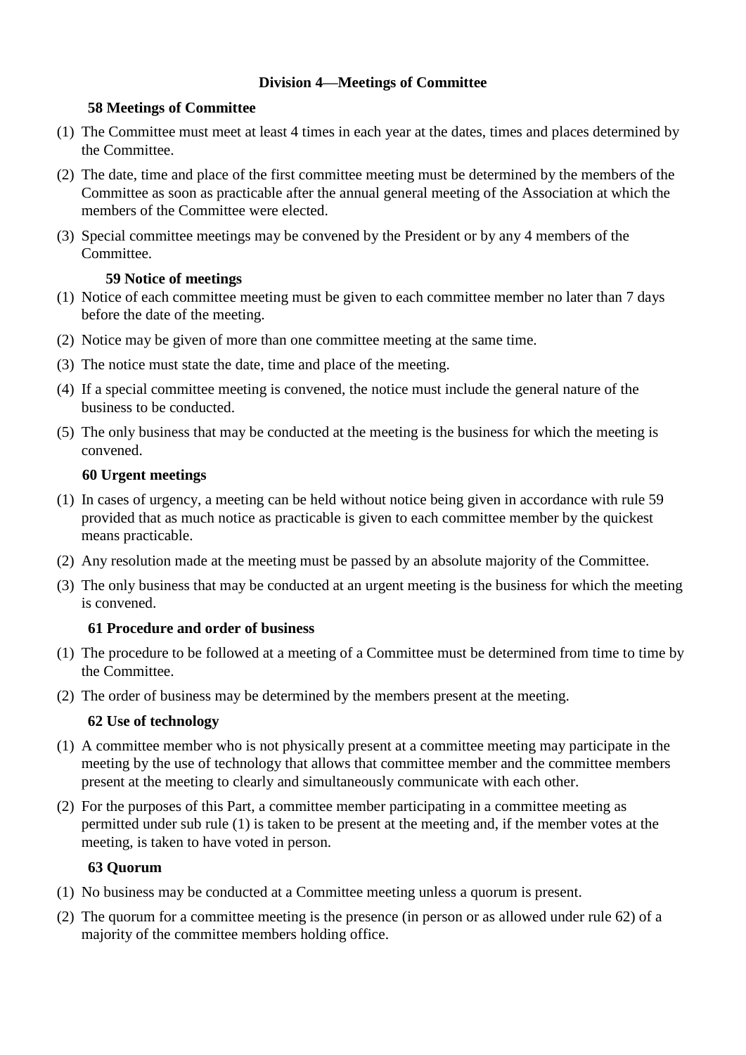## Division 4—Meetings of Committee

### 58 Meetings of Committee

(1) The Committee must meet at least 4 times in each year at the dates, times and places determined by the Committee.

(2) The date, time and place of the first committee meeting must be determined by the members of the Committee as soon as practicable after the annual general meeting of the Association at which the members of the Committee were elected.

(3) Special committee meetings may be convened by the President or by any 4 members of the Committee.

### 59 Notice of meetings

(1) Notice of each committee meeting must be given to each committee member no later than 7 days before the date of the meeting.

(2) Notice may be given of more than one committee meeting at the same time.

(3) The notice must state the date, time and place of the meeting.

(4) If a special committee meeting is convened, the notice must include the general nature of the business to be conducted.

(5) The only business that may be conducted at the meeting is the business for which the meeting is convened.

### 60 Urgent meetings

(1) In cases of urgency, a meeting can be held without notice being given in accordance with rule 59 provided that as much notice as practicable is given to each committee member by the quickest means practicable.

(2) Any resolution made at the meeting must be passed by an absolute majority of the Committee.

(3) The only business that may be conducted at an urgent meeting is the business for which the meeting is convened.

### 61 Procedure and order of business

(1) The procedure to be followed at a meeting of a Committee must be determined from time to time by the Committee.

(2) The order of business may be determined by the members present at the meeting.

### 62 Use of technology

(1) A committee member who is not physically present at a committee meeting may participate in the meeting by the use of technology that allows that committee member and the committee members present at the meeting to clearly and simultaneously communicate with each other.

(2) For the purposes of this Part, a committee member participating in a committee meeting as permitted under sub rule (1) is taken to be present at the meeting and, if the member votes at the meeting, is taken to have voted in person.

### 63 Quorum

(1) No business may be conducted at a Committee meeting unless a quorum is present.

(2) The quorum for a committee meeting is the presence (in person or as allowed under rule 62) of a majority of the committee members holding office.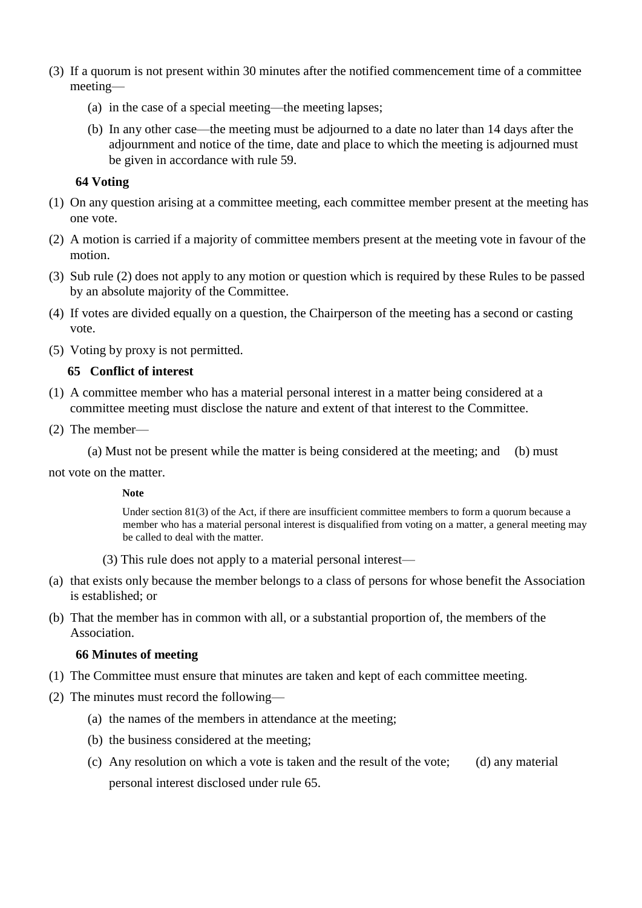(3) If a quorum is not present within 30 minutes after the notified commencement time of a committee meeting—

(a) in the case of a special meeting—the meeting lapses;

(b) In any other case—the meeting must be adjourned to a date no later than 14 days after the adjournment and notice of the time, date and place to which the meeting is adjourned must be given in accordance with rule 59.

### 64 Voting

(1) On any question arising at a committee meeting, each committee member present at the meeting has one vote.

(2) A motion is carried if a majority of committee members present at the meeting vote in favour of the motion.

(3) Sub rule (2) does not apply to any motion or question which is required by these Rules to be passed by an absolute majority of the Committee.

(4) If votes are divided equally on a question, the Chairperson of the meeting has a second or casting vote.

(5) Voting by proxy is not permitted.

### 65 Conflict of interest

(1) A committee member who has a material personal interest in a matter being considered at a committee meeting must disclose the nature and extent of that interest to the Committee.

(2) The member—

(a) Must not be present while the matter is being considered at the meeting; and (b) must not vote on the matter.

**Note**

Under section 81(3) of the Act, if there are insufficient committee members to form a quorum because a member who has a material personal interest is disqualified from voting on a matter, a general meeting may be called to deal with the matter.

(3) This rule does not apply to a material personal interest—

(a) that exists only because the member belongs to a class of persons for whose benefit the Association is established; or

(b) That the member has in common with all, or a substantial proportion of, the members of the Association.

### 66 Minutes of meeting

(1) The Committee must ensure that minutes are taken and kept of each committee meeting.

(2) The minutes must record the following—

(a) the names of the members in attendance at the meeting;

(b) the business considered at the meeting;

(c) Any resolution on which a vote is taken and the result of the vote; (d) any material personal interest disclosed under rule 65.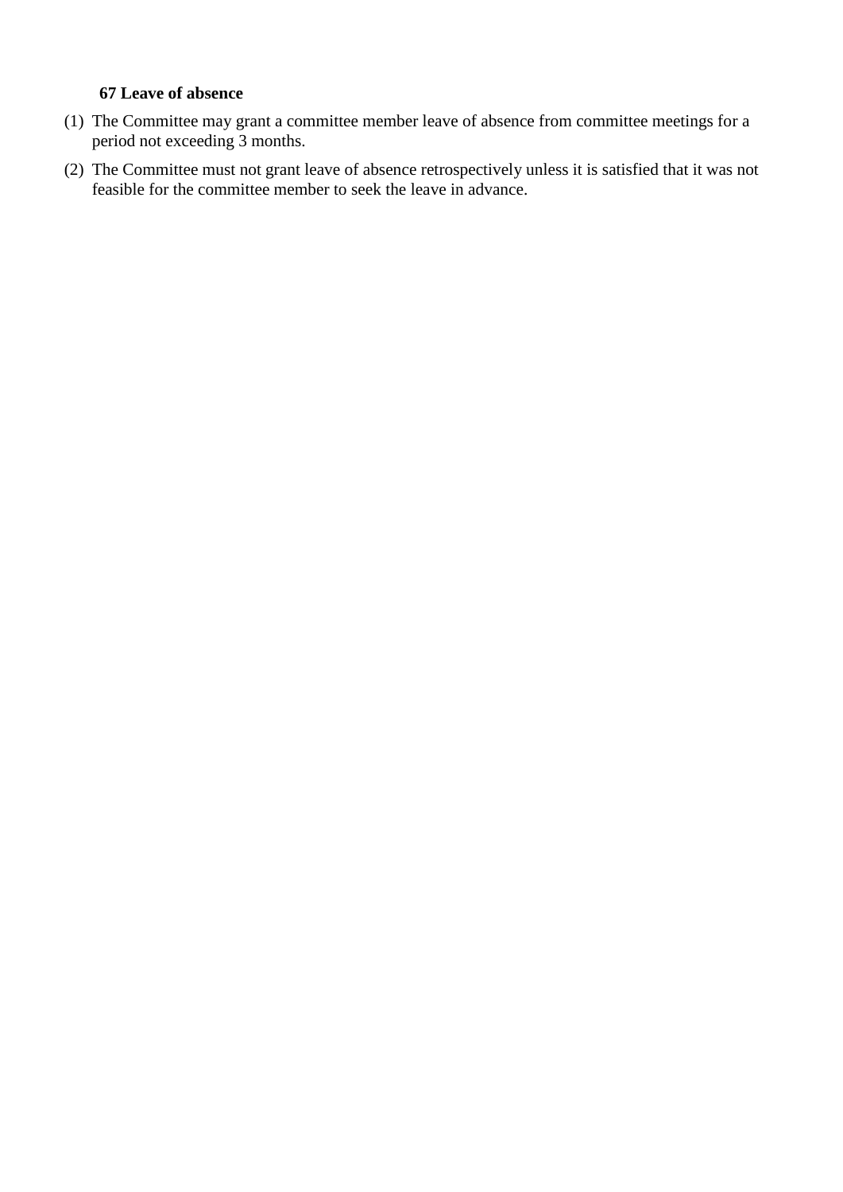**67 Leave of absence**

(1) The Committee may grant a committee member leave of absence from committee meetings for a period not exceeding 3 months.

(2) The Committee must not grant leave of absence retrospectively unless it is satisfied that it was not feasible for the committee member to seek the leave in advance.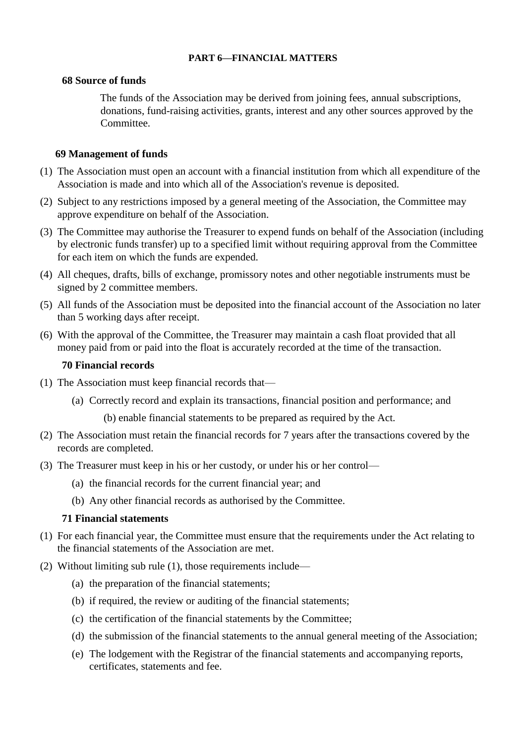## PART 6—FINANCIAL MATTERS

### 68 Source of funds

The funds of the Association may be derived from joining fees, annual subscriptions, donations, fund-raising activities, grants, interest and any other sources approved by the Committee.

### 69 Management of funds

(1) The Association must open an account with a financial institution from which all expenditure of the Association is made and into which all of the Association's revenue is deposited.

(2) Subject to any restrictions imposed by a general meeting of the Association, the Committee may approve expenditure on behalf of the Association.

(3) The Committee may authorise the Treasurer to expend funds on behalf of the Association (including by electronic funds transfer) up to a specified limit without requiring approval from the Committee for each item on which the funds are expended.

(4) All cheques, drafts, bills of exchange, promissory notes and other negotiable instruments must be signed by 2 committee members.

(5) All funds of the Association must be deposited into the financial account of the Association no later than 5 working days after receipt.

(6) With the approval of the Committee, the Treasurer may maintain a cash float provided that all money paid from or paid into the float is accurately recorded at the time of the transaction.

### 70 Financial records

(1) The Association must keep financial records that—

   (a) Correctly record and explain its transactions, financial position and performance; and

   (b) enable financial statements to be prepared as required by the Act.

(2) The Association must retain the financial records for 7 years after the transactions covered by the records are completed.

(3) The Treasurer must keep in his or her custody, or under his or her control—

   (a) the financial records for the current financial year; and

   (b) Any other financial records as authorised by the Committee.

### 71 Financial statements

(1) For each financial year, the Committee must ensure that the requirements under the Act relating to the financial statements of the Association are met.

(2) Without limiting sub rule (1), those requirements include—

   (a) the preparation of the financial statements;

   (b) if required, the review or auditing of the financial statements;

   (c) the certification of the financial statements by the Committee;

   (d) the submission of the financial statements to the annual general meeting of the Association;

   (e) The lodgement with the Registrar of the financial statements and accompanying reports, certificates, statements and fee.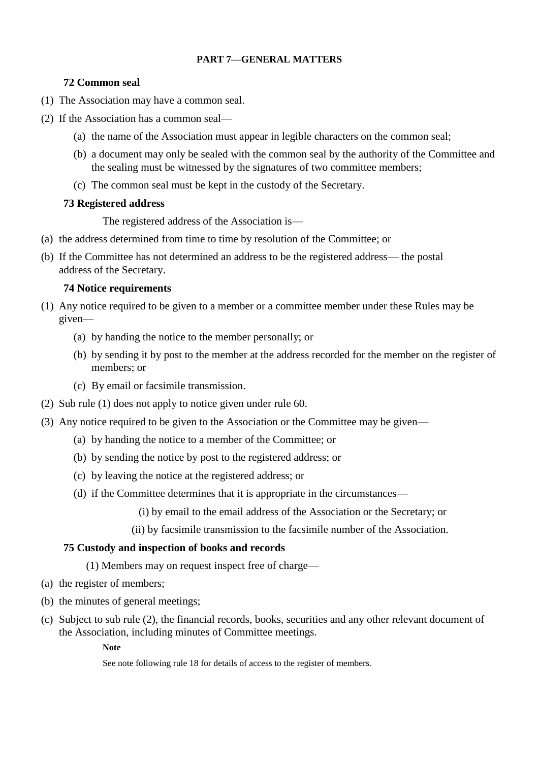## PART 7—GENERAL MATTERS

### 72 Common seal

(1) The Association may have a common seal.

(2) If the Association has a common seal—

  (a) the name of the Association must appear in legible characters on the common seal;

  (b) a document may only be sealed with the common seal by the authority of the Committee and the sealing must be witnessed by the signatures of two committee members;

  (c) The common seal must be kept in the custody of the Secretary.

### 73 Registered address

The registered address of the Association is—

(a) the address determined from time to time by resolution of the Committee; or

(b) If the Committee has not determined an address to be the registered address— the postal address of the Secretary.

### 74 Notice requirements

(1) Any notice required to be given to a member or a committee member under these Rules may be given—

  (a) by handing the notice to the member personally; or

  (b) by sending it by post to the member at the address recorded for the member on the register of members; or

  (c) By email or facsimile transmission.

(2) Sub rule (1) does not apply to notice given under rule 60.

(3) Any notice required to be given to the Association or the Committee may be given—

  (a) by handing the notice to a member of the Committee; or

  (b) by sending the notice by post to the registered address; or

  (c) by leaving the notice at the registered address; or

  (d) if the Committee determines that it is appropriate in the circumstances—

    (i) by email to the email address of the Association or the Secretary; or

    (ii) by facsimile transmission to the facsimile number of the Association.

### 75 Custody and inspection of books and records

(1) Members may on request inspect free of charge—

(a) the register of members;

(b) the minutes of general meetings;

(c) Subject to sub rule (2), the financial records, books, securities and any other relevant document of the Association, including minutes of Committee meetings.

**Note**

See note following rule 18 for details of access to the register of members.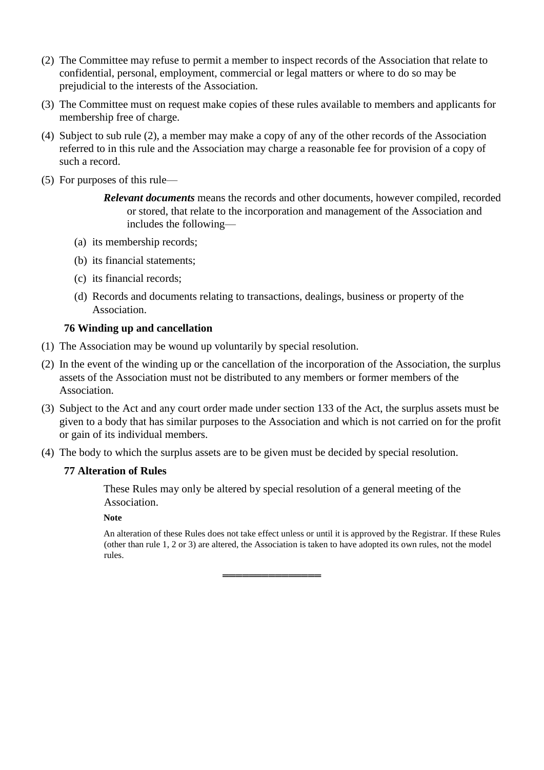(2) The Committee may refuse to permit a member to inspect records of the Association that relate to confidential, personal, employment, commercial or legal matters or where to do so may be prejudicial to the interests of the Association.

(3) The Committee must on request make copies of these rules available to members and applicants for membership free of charge.

(4) Subject to sub rule (2), a member may make a copy of any of the other records of the Association referred to in this rule and the Association may charge a reasonable fee for provision of a copy of such a record.

(5) For purposes of this rule—

> ***Relevant documents*** means the records and other documents, however compiled, recorded or stored, that relate to the incorporation and management of the Association and includes the following—

- (a) its membership records;
- (b) its financial statements;
- (c) its financial records;
- (d) Records and documents relating to transactions, dealings, business or property of the Association.

### 76 Winding up and cancellation

(1) The Association may be wound up voluntarily by special resolution.

(2) In the event of the winding up or the cancellation of the incorporation of the Association, the surplus assets of the Association must not be distributed to any members or former members of the Association.

(3) Subject to the Act and any court order made under section 133 of the Act, the surplus assets must be given to a body that has similar purposes to the Association and which is not carried on for the profit or gain of its individual members.

(4) The body to which the surplus assets are to be given must be decided by special resolution.

### 77 Alteration of Rules

These Rules may only be altered by special resolution of a general meeting of the Association.

**Note**

An alteration of these Rules does not take effect unless or until it is approved by the Registrar. If these Rules (other than rule 1, 2 or 3) are altered, the Association is taken to have adopted its own rules, not the model rules.